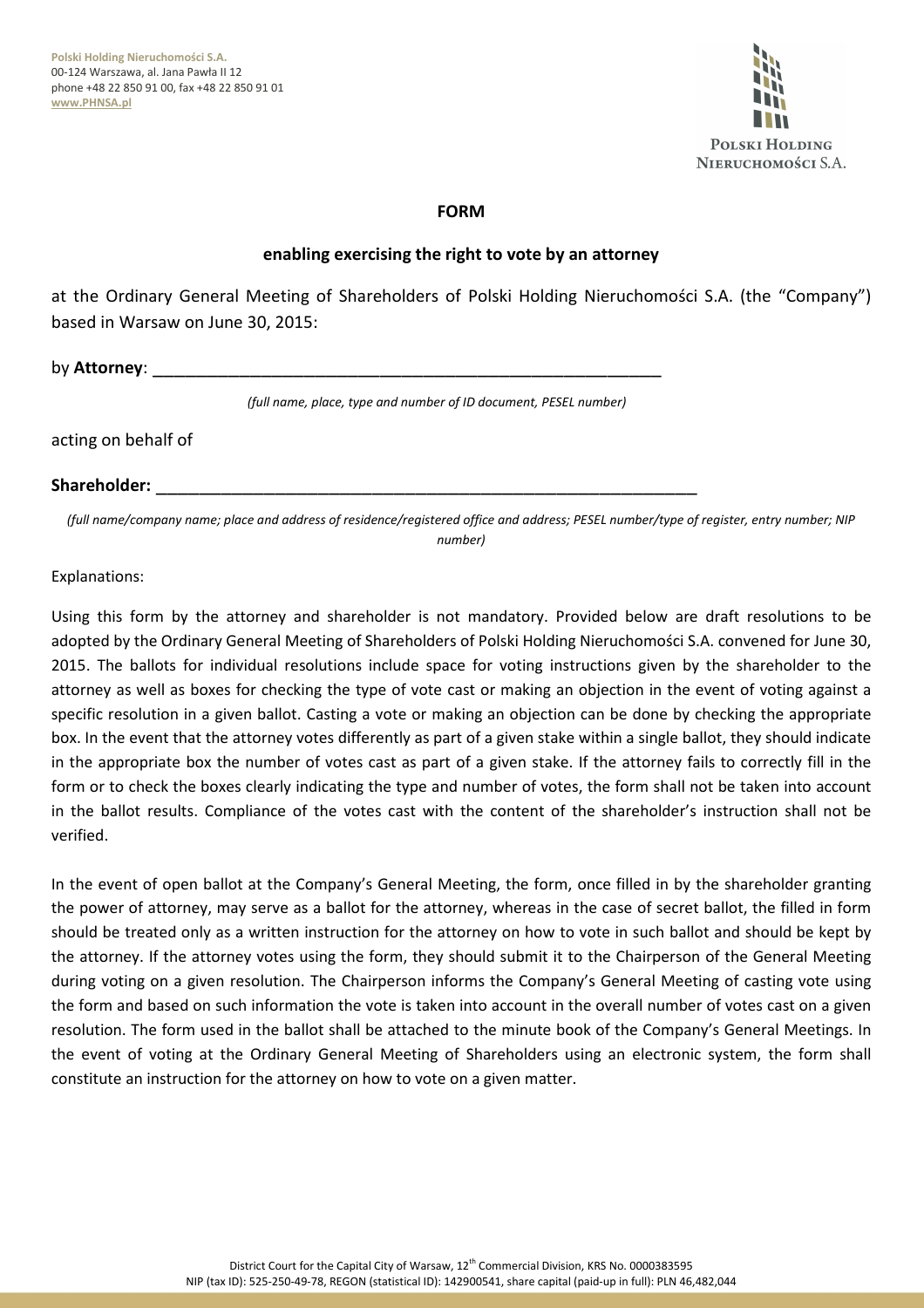**Polski Holding Nieruchomości S.A.**
00-124 Warszawa, al. Jana Pawła II 12
phone +48 22 850 91 00, fax +48 22 850 91 01
**www.PHNSA.pl**

POLSKI HOLDING NIERUCHOMOŚCI S.A.

## FORM

### enabling exercising the right to vote by an attorney

at the Ordinary General Meeting of Shareholders of Polski Holding Nieruchomości S.A. (the "Company") based in Warsaw on June 30, 2015:

by **Attorney**: \_\_\_\_\_\_\_\_\_\_\_\_\_\_\_\_\_\_\_\_\_\_\_\_\_\_\_\_\_\_\_\_\_\_\_\_\_\_\_\_\_\_\_\_\_\_\_\_\_\_\_\_

*(full name, place, type and number of ID document, PESEL number)*

acting on behalf of

**Shareholder:** \_\_\_\_\_\_\_\_\_\_\_\_\_\_\_\_\_\_\_\_\_\_\_\_\_\_\_\_\_\_\_\_\_\_\_\_\_\_\_\_\_\_\_\_\_\_\_\_\_\_\_\_\_\_\_\_\_\_

*(full name/company name; place and address of residence/registered office and address; PESEL number/type of register, entry number; NIP number)*

Explanations:

Using this form by the attorney and shareholder is not mandatory. Provided below are draft resolutions to be adopted by the Ordinary General Meeting of Shareholders of Polski Holding Nieruchomości S.A. convened for June 30, 2015. The ballots for individual resolutions include space for voting instructions given by the shareholder to the attorney as well as boxes for checking the type of vote cast or making an objection in the event of voting against a specific resolution in a given ballot. Casting a vote or making an objection can be done by checking the appropriate box. In the event that the attorney votes differently as part of a given stake within a single ballot, they should indicate in the appropriate box the number of votes cast as part of a given stake. If the attorney fails to correctly fill in the form or to check the boxes clearly indicating the type and number of votes, the form shall not be taken into account in the ballot results. Compliance of the votes cast with the content of the shareholder's instruction shall not be verified.

In the event of open ballot at the Company's General Meeting, the form, once filled in by the shareholder granting the power of attorney, may serve as a ballot for the attorney, whereas in the case of secret ballot, the filled in form should be treated only as a written instruction for the attorney on how to vote in such ballot and should be kept by the attorney. If the attorney votes using the form, they should submit it to the Chairperson of the General Meeting during voting on a given resolution. The Chairperson informs the Company's General Meeting of casting vote using the form and based on such information the vote is taken into account in the overall number of votes cast on a given resolution. The form used in the ballot shall be attached to the minute book of the Company's General Meetings. In the event of voting at the Ordinary General Meeting of Shareholders using an electronic system, the form shall constitute an instruction for the attorney on how to vote on a given matter.

District Court for the Capital City of Warsaw, 12th Commercial Division, KRS No. 0000383595
NIP (tax ID): 525-250-49-78, REGON (statistical ID): 142900541, share capital (paid-up in full): PLN 46,482,044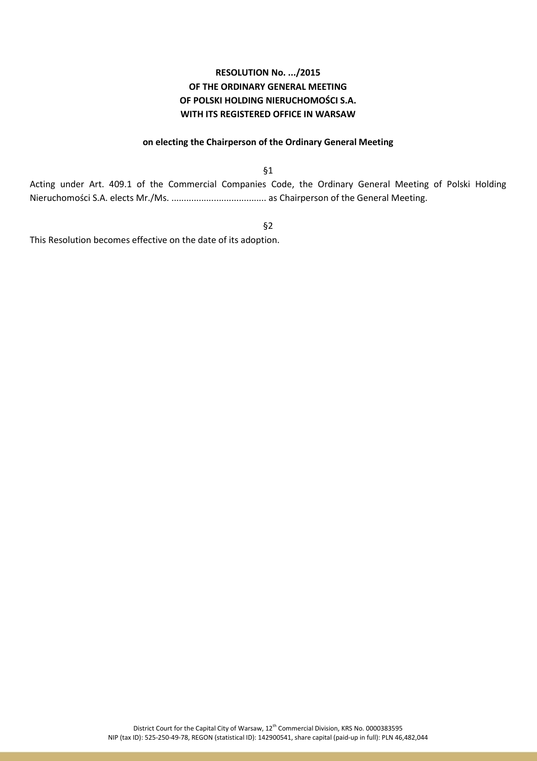**RESOLUTION No. .../2015**
**OF THE ORDINARY GENERAL MEETING**
**OF POLSKI HOLDING NIERUCHOMOŚCI S.A.**
**WITH ITS REGISTERED OFFICE IN WARSAW**

**on electing the Chairperson of the Ordinary General Meeting**

§1

Acting under Art. 409.1 of the Commercial Companies Code, the Ordinary General Meeting of Polski Holding Nieruchomości S.A. elects Mr./Ms. ...................................... as Chairperson of the General Meeting.

§2

This Resolution becomes effective on the date of its adoption.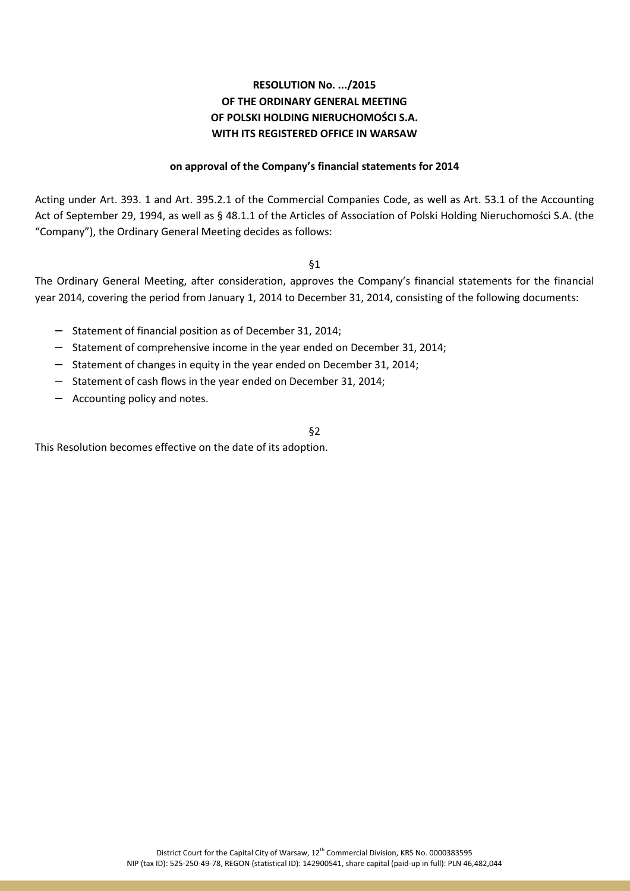**RESOLUTION No. .../2015**
**OF THE ORDINARY GENERAL MEETING**
**OF POLSKI HOLDING NIERUCHOMOŚCI S.A.**
**WITH ITS REGISTERED OFFICE IN WARSAW**

**on approval of the Company's financial statements for 2014**

Acting under Art. 393. 1 and Art. 395.2.1 of the Commercial Companies Code, as well as Art. 53.1 of the Accounting Act of September 29, 1994, as well as § 48.1.1 of the Articles of Association of Polski Holding Nieruchomości S.A. (the "Company"), the Ordinary General Meeting decides as follows:

§1

The Ordinary General Meeting, after consideration, approves the Company's financial statements for the financial year 2014, covering the period from January 1, 2014 to December 31, 2014, consisting of the following documents:

- Statement of financial position as of December 31, 2014;
- Statement of comprehensive income in the year ended on December 31, 2014;
- Statement of changes in equity in the year ended on December 31, 2014;
- Statement of cash flows in the year ended on December 31, 2014;
- Accounting policy and notes.

§2

This Resolution becomes effective on the date of its adoption.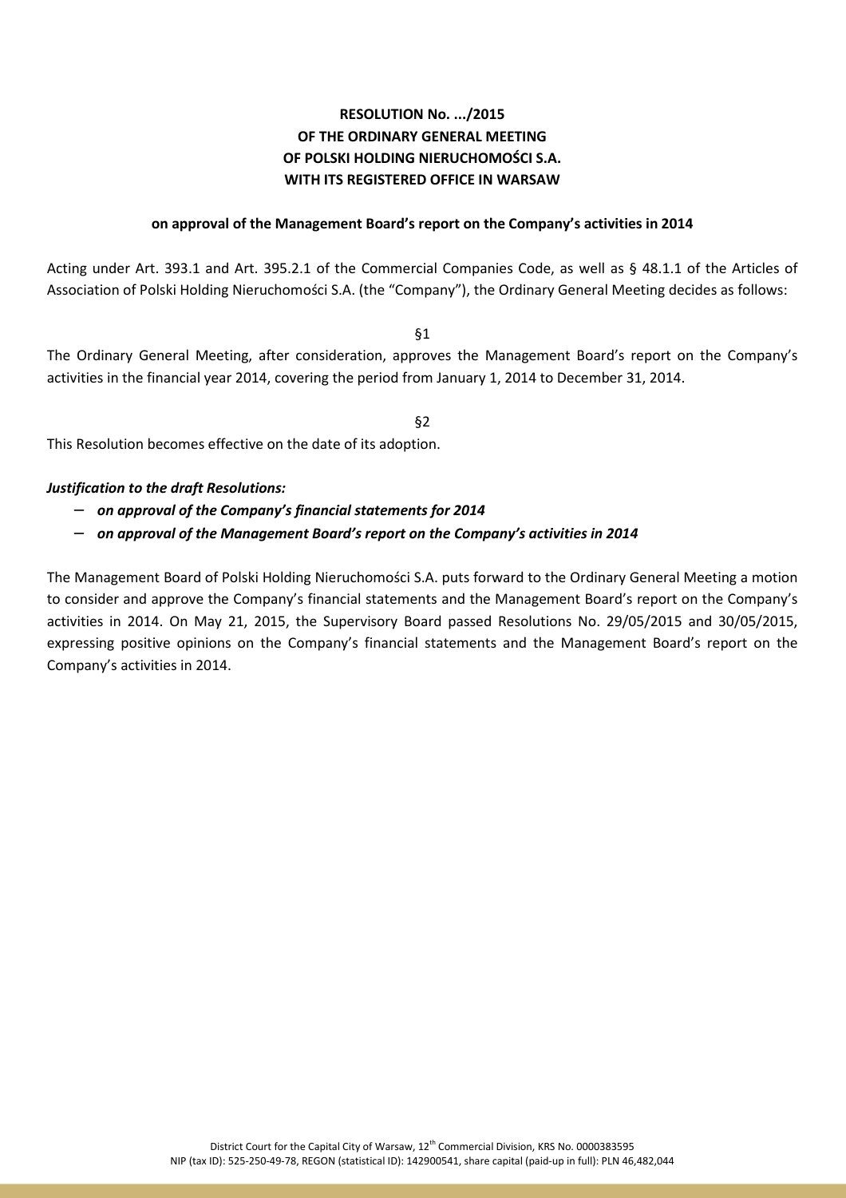**RESOLUTION No. .../2015**
**OF THE ORDINARY GENERAL MEETING**
**OF POLSKI HOLDING NIERUCHOMOŚCI S.A.**
**WITH ITS REGISTERED OFFICE IN WARSAW**

**on approval of the Management Board's report on the Company's activities in 2014**

Acting under Art. 393.1 and Art. 395.2.1 of the Commercial Companies Code, as well as § 48.1.1 of the Articles of Association of Polski Holding Nieruchomości S.A. (the "Company"), the Ordinary General Meeting decides as follows:

§1

The Ordinary General Meeting, after consideration, approves the Management Board's report on the Company's activities in the financial year 2014, covering the period from January 1, 2014 to December 31, 2014.

§2

This Resolution becomes effective on the date of its adoption.

***Justification to the draft Resolutions:***

- ***on approval of the Company's financial statements for 2014***
- ***on approval of the Management Board's report on the Company's activities in 2014***

The Management Board of Polski Holding Nieruchomości S.A. puts forward to the Ordinary General Meeting a motion to consider and approve the Company's financial statements and the Management Board's report on the Company's activities in 2014. On May 21, 2015, the Supervisory Board passed Resolutions No. 29/05/2015 and 30/05/2015, expressing positive opinions on the Company's financial statements and the Management Board's report on the Company's activities in 2014.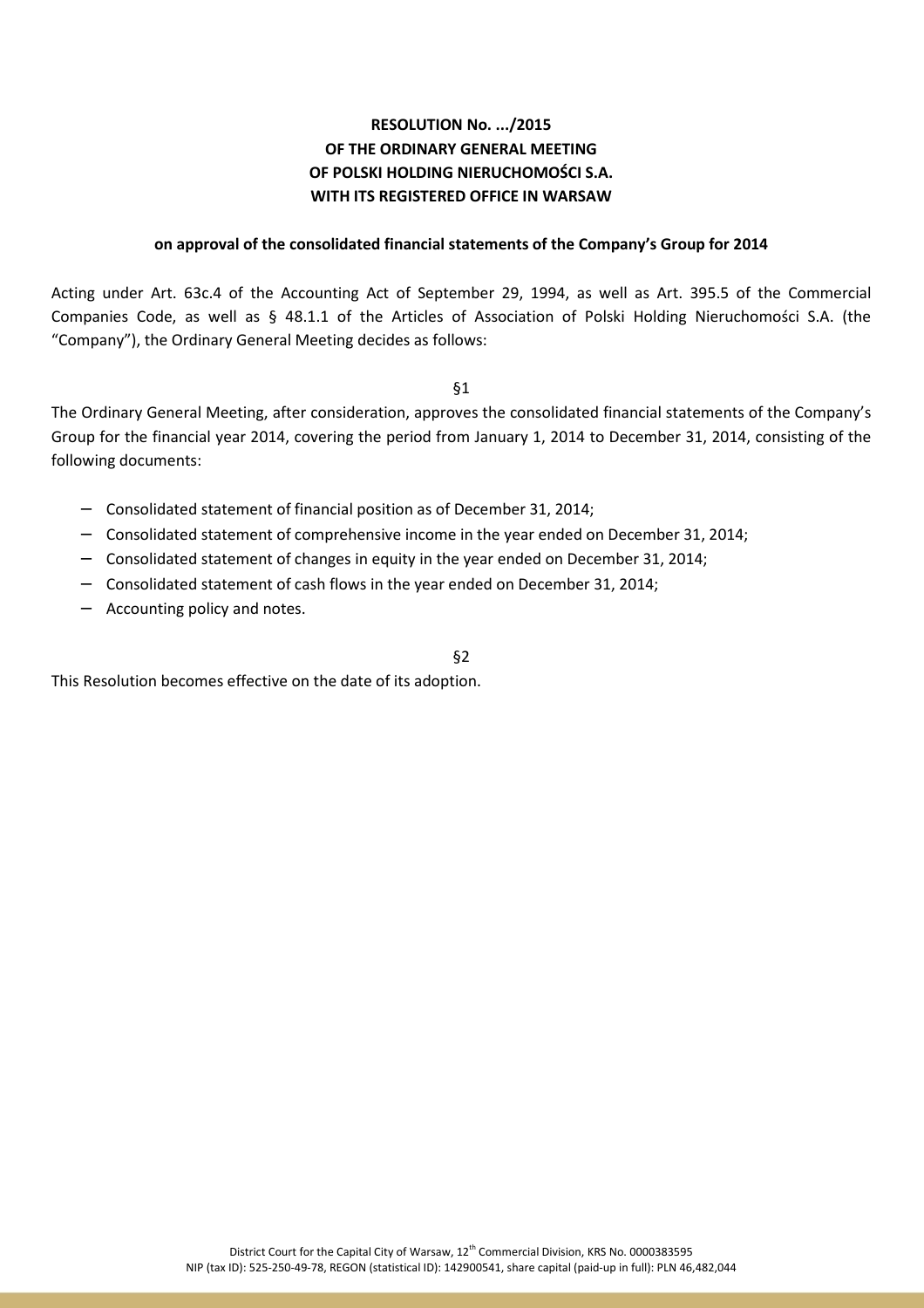**RESOLUTION No. .../2015**
**OF THE ORDINARY GENERAL MEETING**
**OF POLSKI HOLDING NIERUCHOMOŚCI S.A.**
**WITH ITS REGISTERED OFFICE IN WARSAW**

**on approval of the consolidated financial statements of the Company's Group for 2014**

Acting under Art. 63c.4 of the Accounting Act of September 29, 1994, as well as Art. 395.5 of the Commercial Companies Code, as well as § 48.1.1 of the Articles of Association of Polski Holding Nieruchomości S.A. (the "Company"), the Ordinary General Meeting decides as follows:

§1

The Ordinary General Meeting, after consideration, approves the consolidated financial statements of the Company's Group for the financial year 2014, covering the period from January 1, 2014 to December 31, 2014, consisting of the following documents:

- Consolidated statement of financial position as of December 31, 2014;
- Consolidated statement of comprehensive income in the year ended on December 31, 2014;
- Consolidated statement of changes in equity in the year ended on December 31, 2014;
- Consolidated statement of cash flows in the year ended on December 31, 2014;
- Accounting policy and notes.

§2

This Resolution becomes effective on the date of its adoption.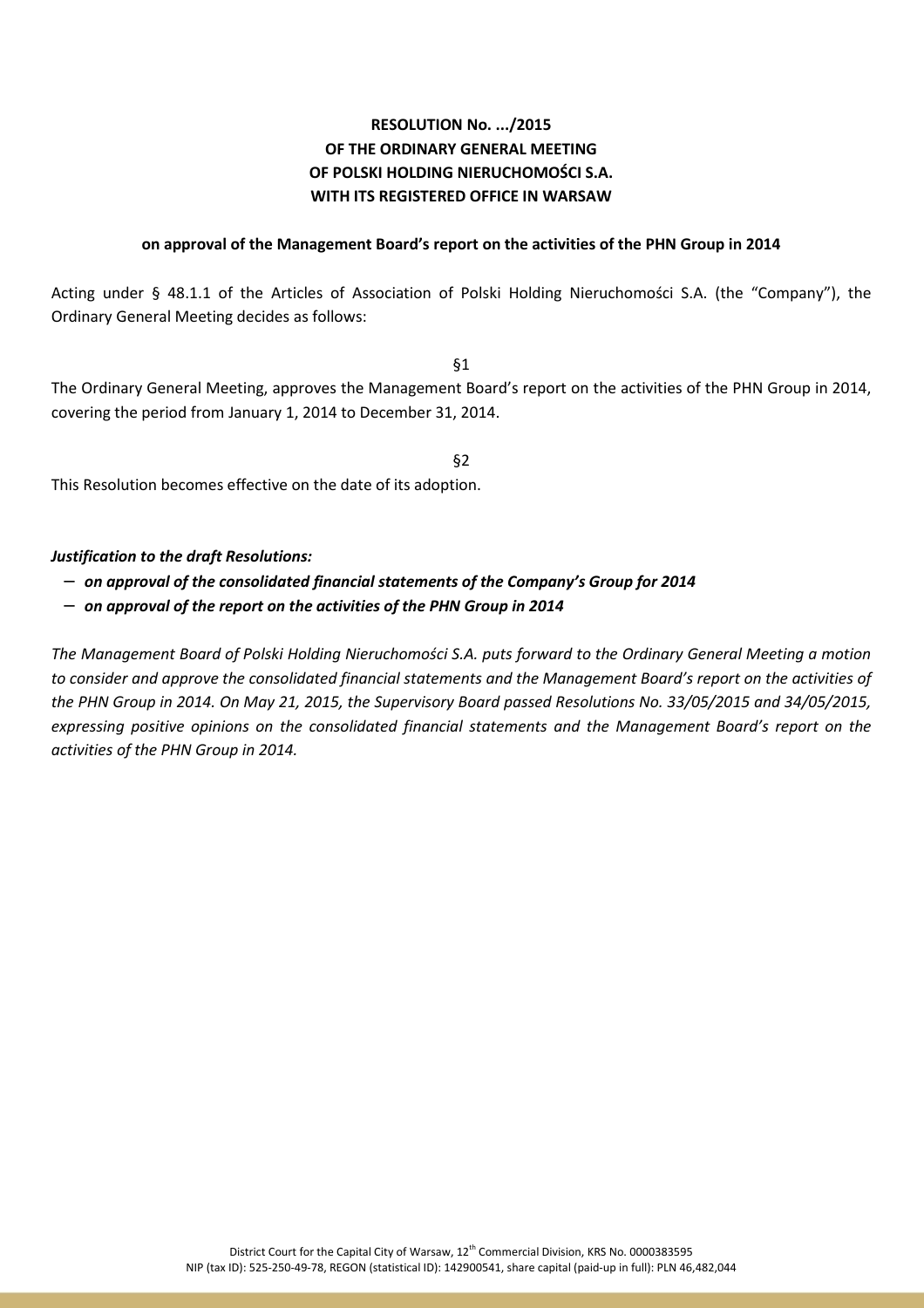**RESOLUTION No. .../2015**
**OF THE ORDINARY GENERAL MEETING**
**OF POLSKI HOLDING NIERUCHOMOŚCI S.A.**
**WITH ITS REGISTERED OFFICE IN WARSAW**

**on approval of the Management Board's report on the activities of the PHN Group in 2014**

Acting under § 48.1.1 of the Articles of Association of Polski Holding Nieruchomości S.A. (the "Company"), the Ordinary General Meeting decides as follows:

§1

The Ordinary General Meeting, approves the Management Board's report on the activities of the PHN Group in 2014, covering the period from January 1, 2014 to December 31, 2014.

§2

This Resolution becomes effective on the date of its adoption.

***Justification to the draft Resolutions:***

- ***on approval of the consolidated financial statements of the Company's Group for 2014***
- ***on approval of the report on the activities of the PHN Group in 2014***

*The Management Board of Polski Holding Nieruchomości S.A. puts forward to the Ordinary General Meeting a motion to consider and approve the consolidated financial statements and the Management Board's report on the activities of the PHN Group in 2014. On May 21, 2015, the Supervisory Board passed Resolutions No. 33/05/2015 and 34/05/2015, expressing positive opinions on the consolidated financial statements and the Management Board's report on the activities of the PHN Group in 2014.*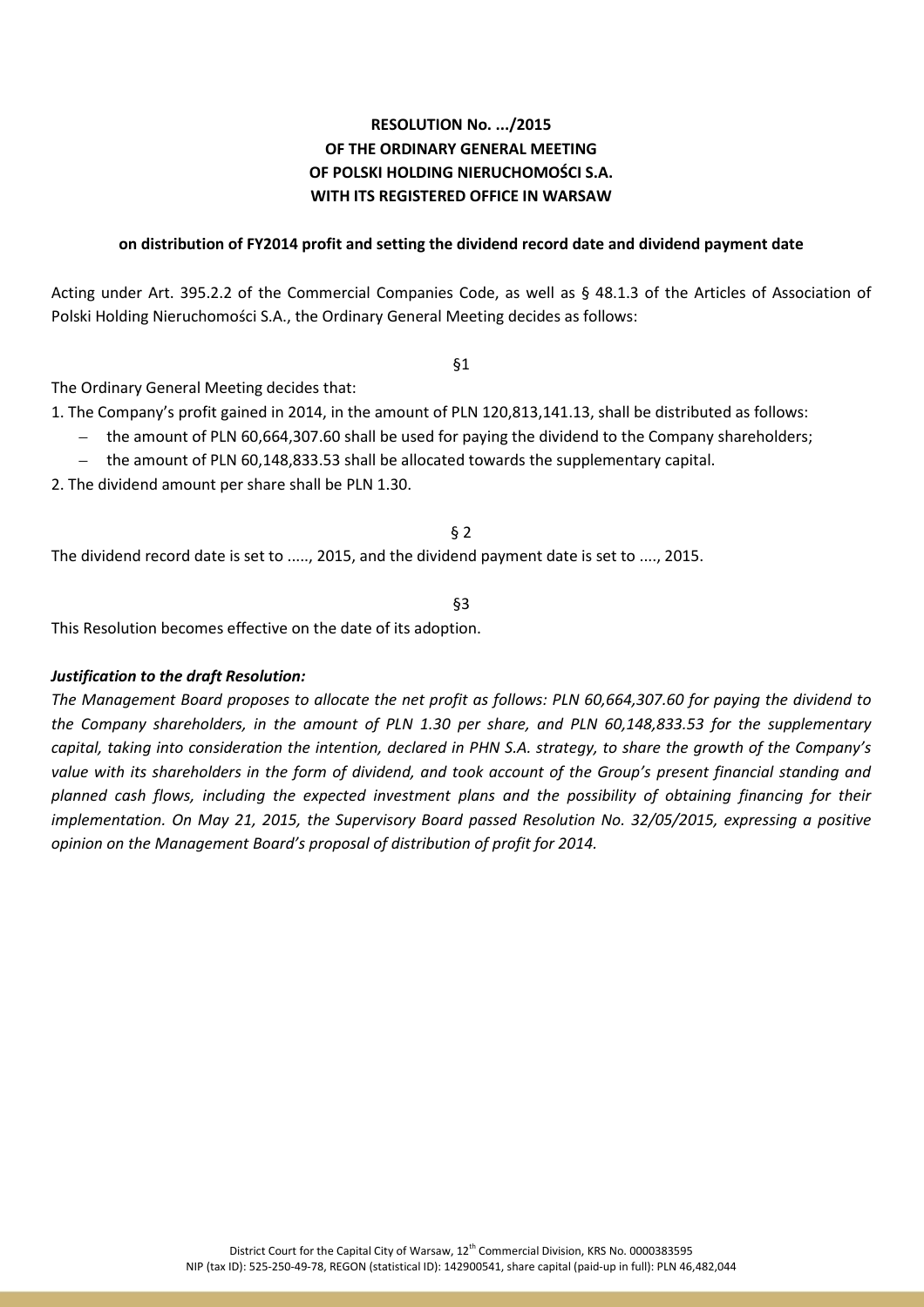**RESOLUTION No. .../2015**
**OF THE ORDINARY GENERAL MEETING**
**OF POLSKI HOLDING NIERUCHOMOŚCI S.A.**
**WITH ITS REGISTERED OFFICE IN WARSAW**

**on distribution of FY2014 profit and setting the dividend record date and dividend payment date**

Acting under Art. 395.2.2 of the Commercial Companies Code, as well as § 48.1.3 of the Articles of Association of Polski Holding Nieruchomości S.A., the Ordinary General Meeting decides as follows:

§1

The Ordinary General Meeting decides that:

1. The Company's profit gained in 2014, in the amount of PLN 120,813,141.13, shall be distributed as follows:
   - the amount of PLN 60,664,307.60 shall be used for paying the dividend to the Company shareholders;
   - the amount of PLN 60,148,833.53 shall be allocated towards the supplementary capital.
2. The dividend amount per share shall be PLN 1.30.

§ 2

The dividend record date is set to ....., 2015, and the dividend payment date is set to ...., 2015.

§3

This Resolution becomes effective on the date of its adoption.

***Justification to the draft Resolution:***

*The Management Board proposes to allocate the net profit as follows: PLN 60,664,307.60 for paying the dividend to the Company shareholders, in the amount of PLN 1.30 per share, and PLN 60,148,833.53 for the supplementary capital, taking into consideration the intention, declared in PHN S.A. strategy, to share the growth of the Company's value with its shareholders in the form of dividend, and took account of the Group's present financial standing and planned cash flows, including the expected investment plans and the possibility of obtaining financing for their implementation. On May 21, 2015, the Supervisory Board passed Resolution No. 32/05/2015, expressing a positive opinion on the Management Board's proposal of distribution of profit for 2014.*

District Court for the Capital City of Warsaw, 12th Commercial Division, KRS No. 0000383595
NIP (tax ID): 525-250-49-78, REGON (statistical ID): 142900541, share capital (paid-up in full): PLN 46,482,044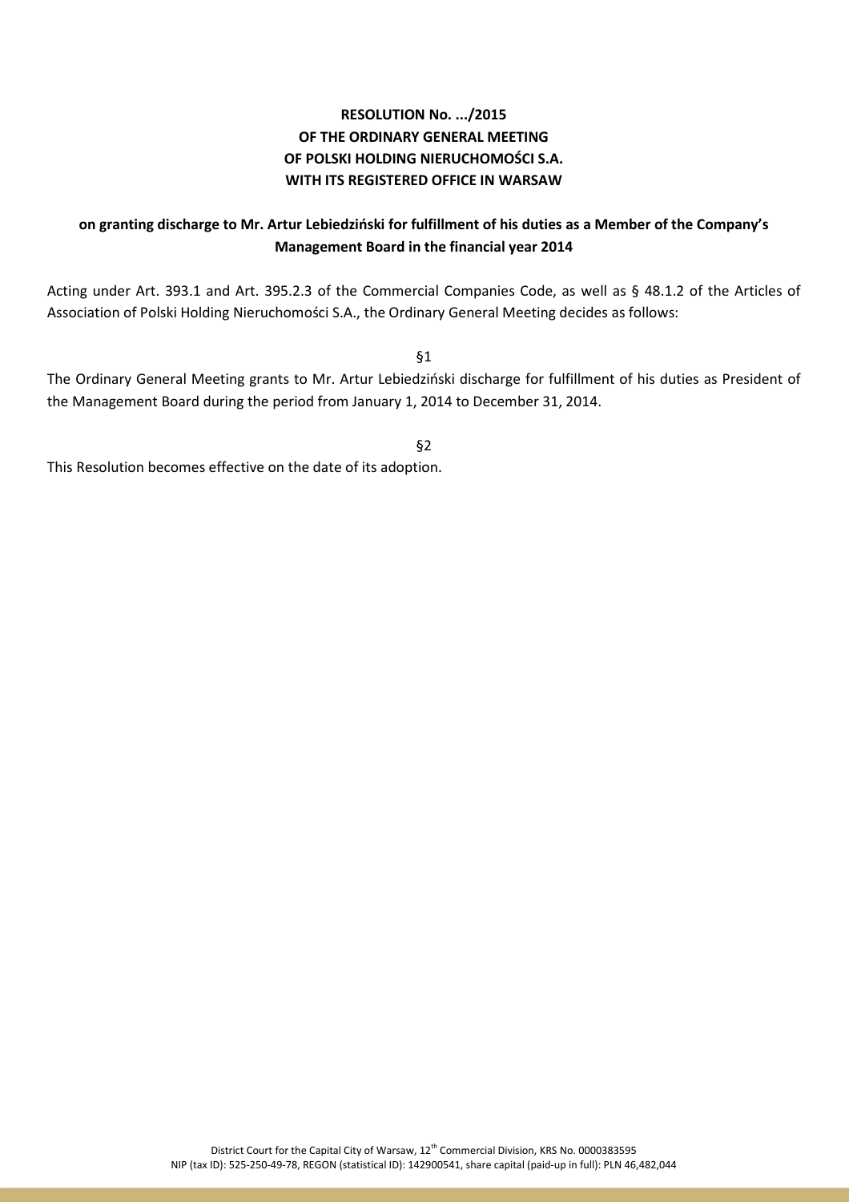**RESOLUTION No. .../2015**
**OF THE ORDINARY GENERAL MEETING**
**OF POLSKI HOLDING NIERUCHOMOŚCI S.A.**
**WITH ITS REGISTERED OFFICE IN WARSAW**

**on granting discharge to Mr. Artur Lebiedziński for fulfillment of his duties as a Member of the Company's Management Board in the financial year 2014**

Acting under Art. 393.1 and Art. 395.2.3 of the Commercial Companies Code, as well as § 48.1.2 of the Articles of Association of Polski Holding Nieruchomości S.A., the Ordinary General Meeting decides as follows:

§1

The Ordinary General Meeting grants to Mr. Artur Lebiedziński discharge for fulfillment of his duties as President of the Management Board during the period from January 1, 2014 to December 31, 2014.

§2

This Resolution becomes effective on the date of its adoption.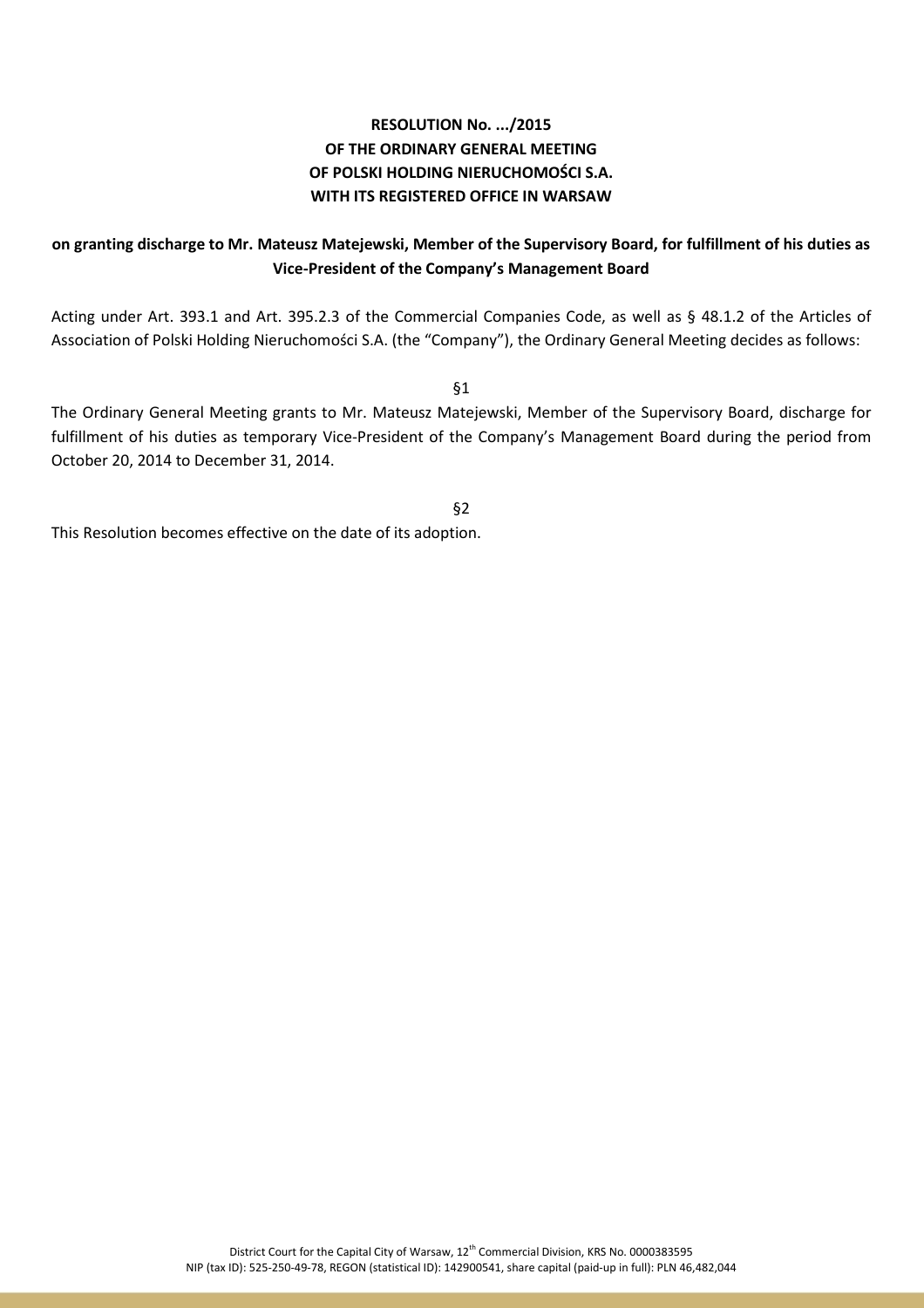**RESOLUTION No. .../2015**
**OF THE ORDINARY GENERAL MEETING**
**OF POLSKI HOLDING NIERUCHOMOŚCI S.A.**
**WITH ITS REGISTERED OFFICE IN WARSAW**

**on granting discharge to Mr. Mateusz Matejewski, Member of the Supervisory Board, for fulfillment of his duties as Vice-President of the Company's Management Board**

Acting under Art. 393.1 and Art. 395.2.3 of the Commercial Companies Code, as well as § 48.1.2 of the Articles of Association of Polski Holding Nieruchomości S.A. (the "Company"), the Ordinary General Meeting decides as follows:

§1

The Ordinary General Meeting grants to Mr. Mateusz Matejewski, Member of the Supervisory Board, discharge for fulfillment of his duties as temporary Vice-President of the Company's Management Board during the period from October 20, 2014 to December 31, 2014.

§2

This Resolution becomes effective on the date of its adoption.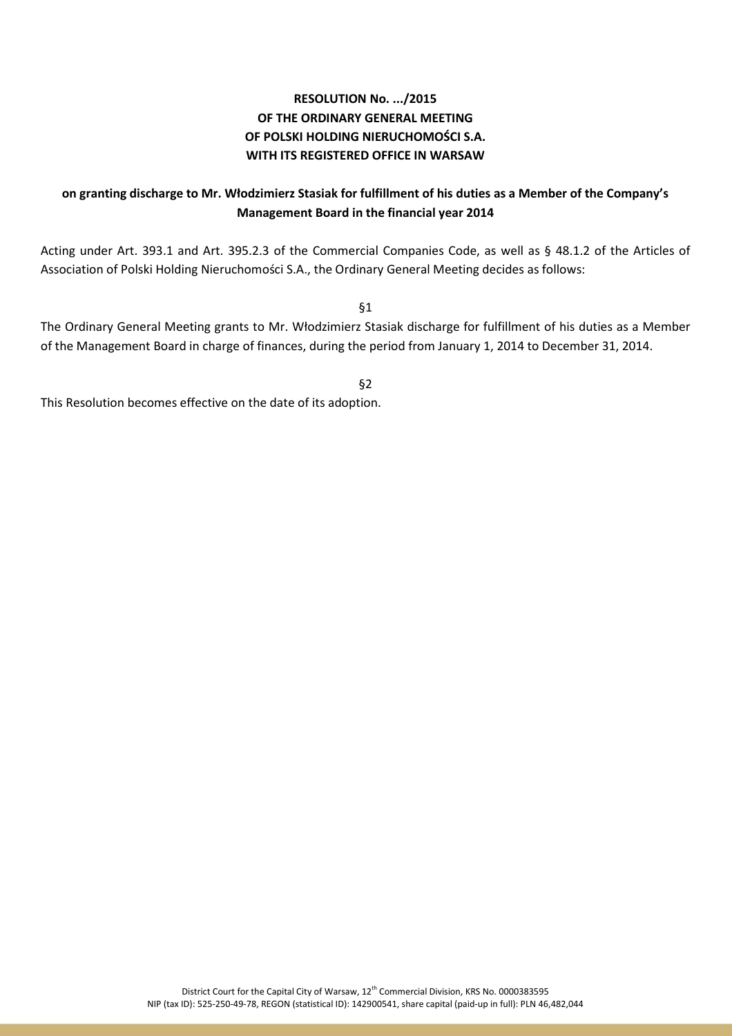**RESOLUTION No. .../2015**
**OF THE ORDINARY GENERAL MEETING**
**OF POLSKI HOLDING NIERUCHOMOŚCI S.A.**
**WITH ITS REGISTERED OFFICE IN WARSAW**

**on granting discharge to Mr. Włodzimierz Stasiak for fulfillment of his duties as a Member of the Company's Management Board in the financial year 2014**

Acting under Art. 393.1 and Art. 395.2.3 of the Commercial Companies Code, as well as § 48.1.2 of the Articles of Association of Polski Holding Nieruchomości S.A., the Ordinary General Meeting decides as follows:

§1

The Ordinary General Meeting grants to Mr. Włodzimierz Stasiak discharge for fulfillment of his duties as a Member of the Management Board in charge of finances, during the period from January 1, 2014 to December 31, 2014.

§2

This Resolution becomes effective on the date of its adoption.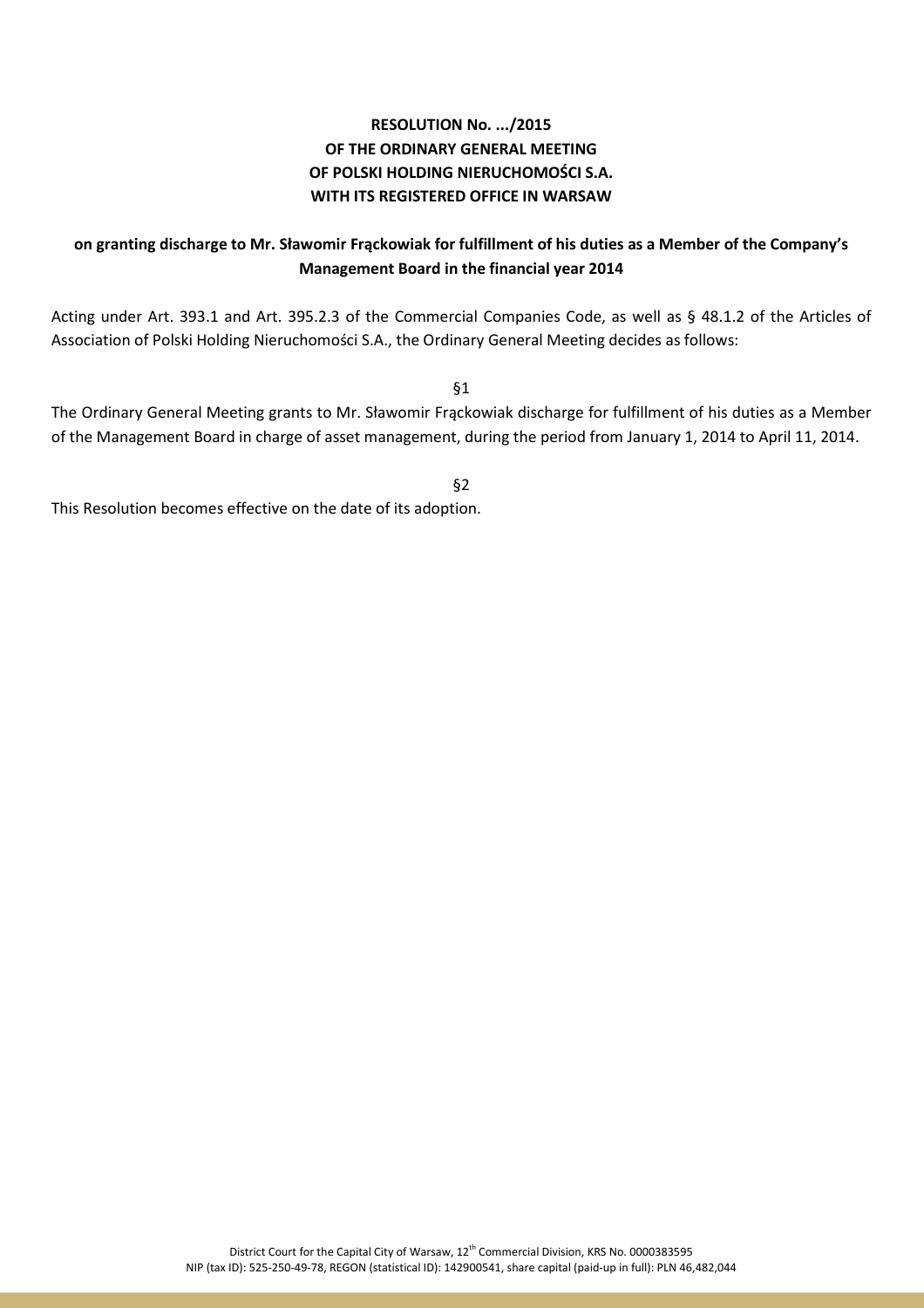**RESOLUTION No. .../2015**
**OF THE ORDINARY GENERAL MEETING**
**OF POLSKI HOLDING NIERUCHOMOŚCI S.A.**
**WITH ITS REGISTERED OFFICE IN WARSAW**

**on granting discharge to Mr. Sławomir Frąckowiak for fulfillment of his duties as a Member of the Company's Management Board in the financial year 2014**

Acting under Art. 393.1 and Art. 395.2.3 of the Commercial Companies Code, as well as § 48.1.2 of the Articles of Association of Polski Holding Nieruchomości S.A., the Ordinary General Meeting decides as follows:

§1

The Ordinary General Meeting grants to Mr. Sławomir Frąckowiak discharge for fulfillment of his duties as a Member of the Management Board in charge of asset management, during the period from January 1, 2014 to April 11, 2014.

§2

This Resolution becomes effective on the date of its adoption.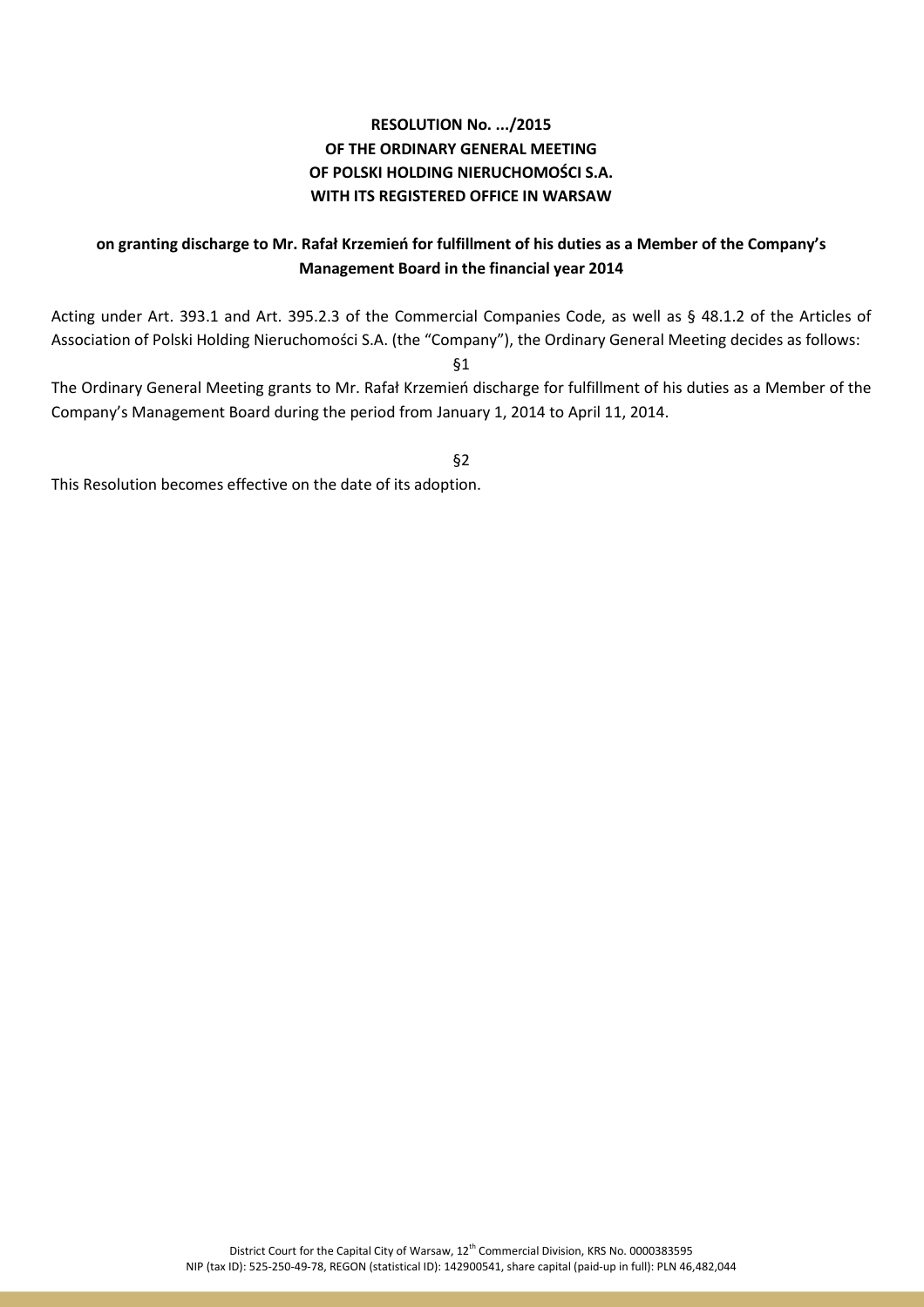**RESOLUTION No. .../2015**
**OF THE ORDINARY GENERAL MEETING**
**OF POLSKI HOLDING NIERUCHOMOŚCI S.A.**
**WITH ITS REGISTERED OFFICE IN WARSAW**

**on granting discharge to Mr. Rafał Krzemień for fulfillment of his duties as a Member of the Company's Management Board in the financial year 2014**

Acting under Art. 393.1 and Art. 395.2.3 of the Commercial Companies Code, as well as § 48.1.2 of the Articles of Association of Polski Holding Nieruchomości S.A. (the "Company"), the Ordinary General Meeting decides as follows:

§1

The Ordinary General Meeting grants to Mr. Rafał Krzemień discharge for fulfillment of his duties as a Member of the Company's Management Board during the period from January 1, 2014 to April 11, 2014.

§2

This Resolution becomes effective on the date of its adoption.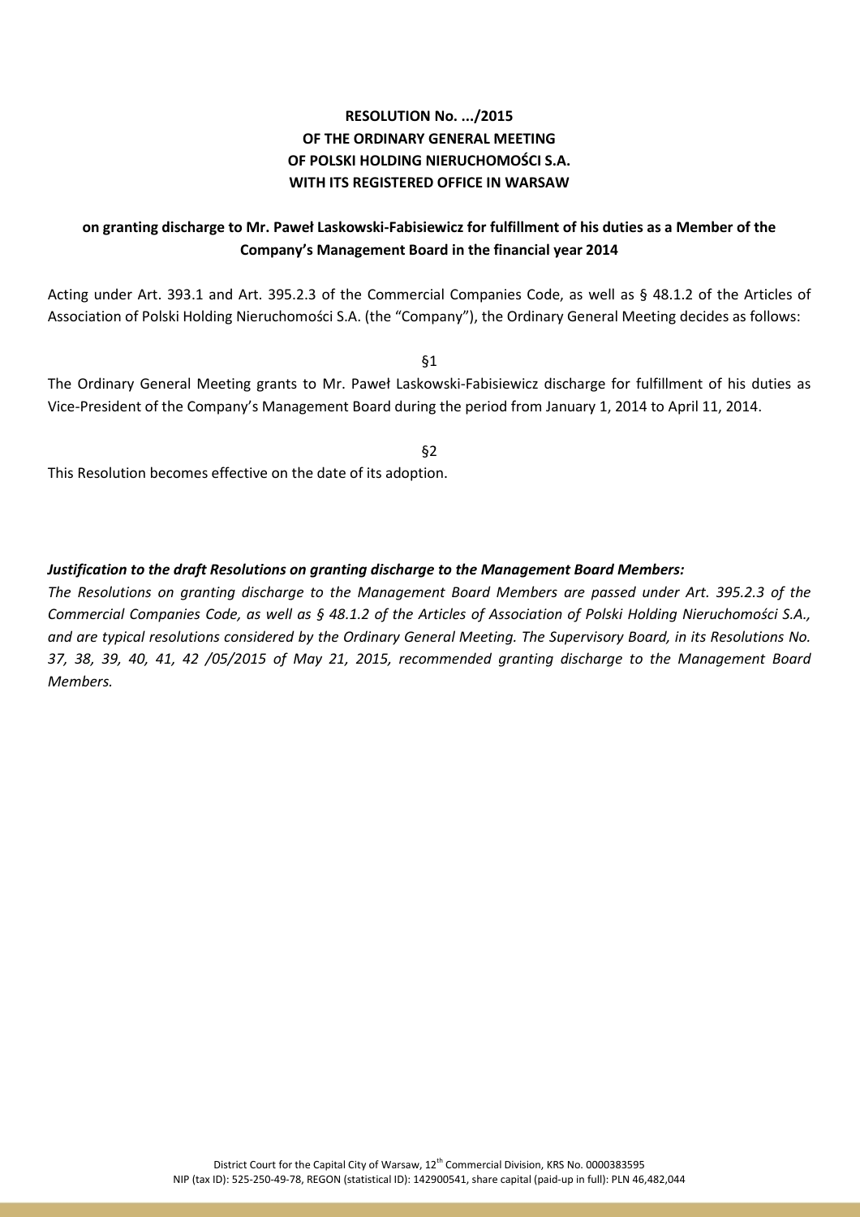**RESOLUTION No. .../2015**
**OF THE ORDINARY GENERAL MEETING**
**OF POLSKI HOLDING NIERUCHOMOŚCI S.A.**
**WITH ITS REGISTERED OFFICE IN WARSAW**

**on granting discharge to Mr. Paweł Laskowski-Fabisiewicz for fulfillment of his duties as a Member of the Company's Management Board in the financial year 2014**

Acting under Art. 393.1 and Art. 395.2.3 of the Commercial Companies Code, as well as § 48.1.2 of the Articles of Association of Polski Holding Nieruchomości S.A. (the "Company"), the Ordinary General Meeting decides as follows:

§1

The Ordinary General Meeting grants to Mr. Paweł Laskowski-Fabisiewicz discharge for fulfillment of his duties as Vice-President of the Company's Management Board during the period from January 1, 2014 to April 11, 2014.

§2

This Resolution becomes effective on the date of its adoption.

***Justification to the draft Resolutions on granting discharge to the Management Board Members:***

*The Resolutions on granting discharge to the Management Board Members are passed under Art. 395.2.3 of the Commercial Companies Code, as well as § 48.1.2 of the Articles of Association of Polski Holding Nieruchomości S.A., and are typical resolutions considered by the Ordinary General Meeting. The Supervisory Board, in its Resolutions No. 37, 38, 39, 40, 41, 42 /05/2015 of May 21, 2015, recommended granting discharge to the Management Board Members.*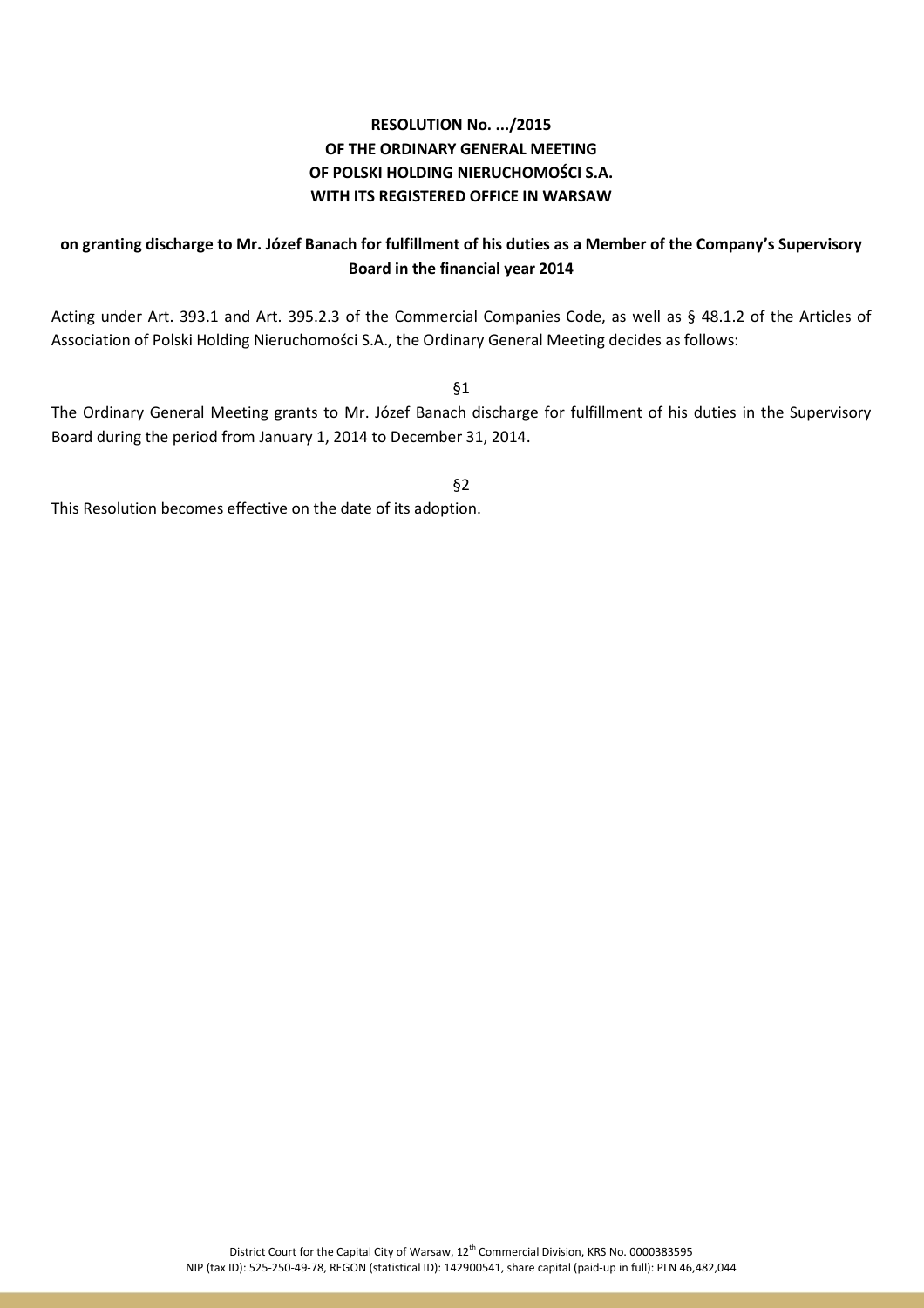**RESOLUTION No. .../2015**
**OF THE ORDINARY GENERAL MEETING**
**OF POLSKI HOLDING NIERUCHOMOŚCI S.A.**
**WITH ITS REGISTERED OFFICE IN WARSAW**

**on granting discharge to Mr. Józef Banach for fulfillment of his duties as a Member of the Company's Supervisory Board in the financial year 2014**

Acting under Art. 393.1 and Art. 395.2.3 of the Commercial Companies Code, as well as § 48.1.2 of the Articles of Association of Polski Holding Nieruchomości S.A., the Ordinary General Meeting decides as follows:

§1

The Ordinary General Meeting grants to Mr. Józef Banach discharge for fulfillment of his duties in the Supervisory Board during the period from January 1, 2014 to December 31, 2014.

§2

This Resolution becomes effective on the date of its adoption.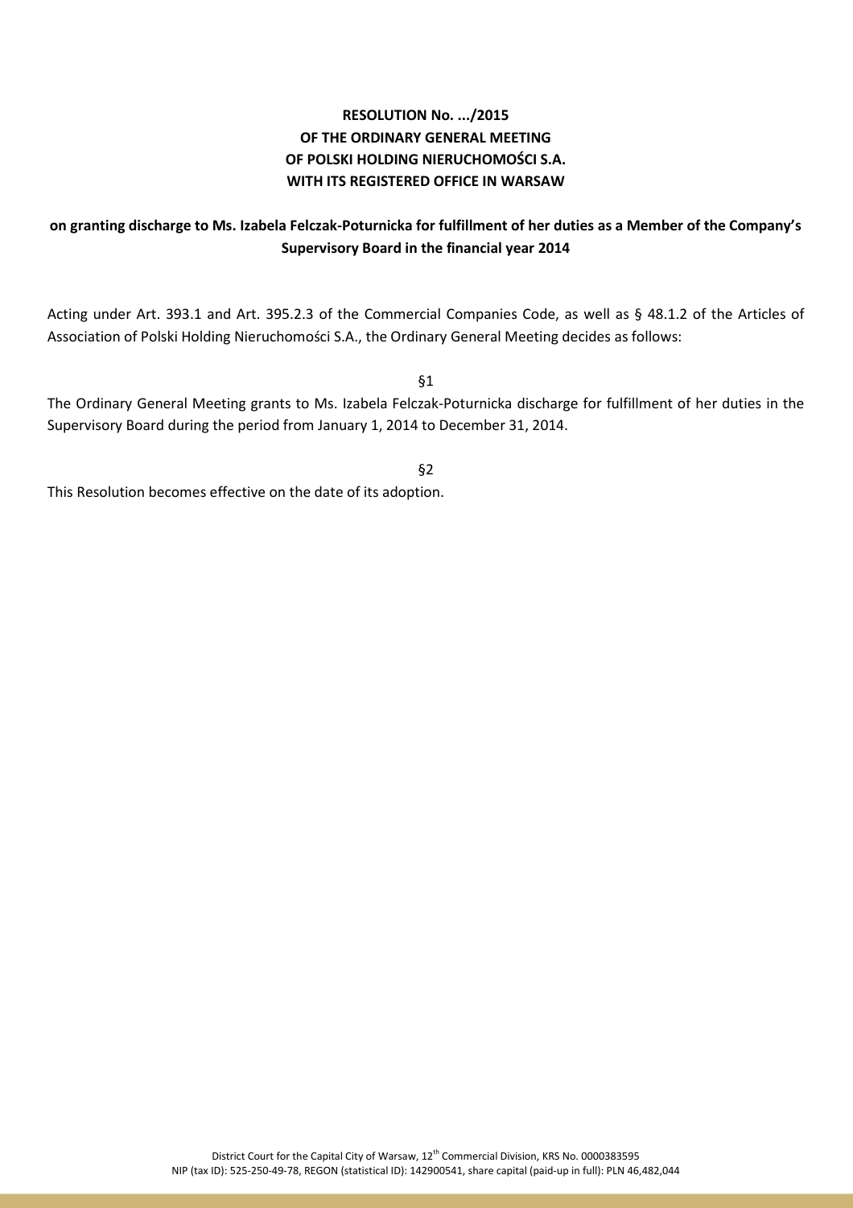**RESOLUTION No. .../2015**
**OF THE ORDINARY GENERAL MEETING**
**OF POLSKI HOLDING NIERUCHOMOŚCI S.A.**
**WITH ITS REGISTERED OFFICE IN WARSAW**

**on granting discharge to Ms. Izabela Felczak-Poturnicka for fulfillment of her duties as a Member of the Company's Supervisory Board in the financial year 2014**

Acting under Art. 393.1 and Art. 395.2.3 of the Commercial Companies Code, as well as § 48.1.2 of the Articles of Association of Polski Holding Nieruchomości S.A., the Ordinary General Meeting decides as follows:

§1

The Ordinary General Meeting grants to Ms. Izabela Felczak-Poturnicka discharge for fulfillment of her duties in the Supervisory Board during the period from January 1, 2014 to December 31, 2014.

§2

This Resolution becomes effective on the date of its adoption.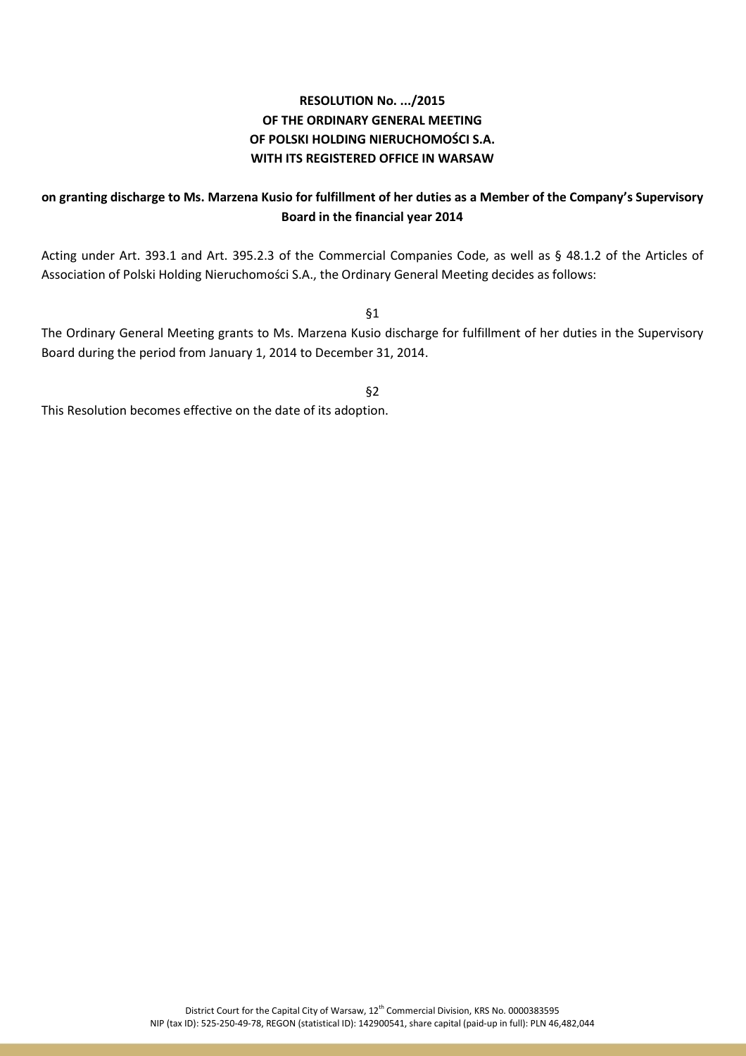**RESOLUTION No. .../2015**
**OF THE ORDINARY GENERAL MEETING**
**OF POLSKI HOLDING NIERUCHOMOŚCI S.A.**
**WITH ITS REGISTERED OFFICE IN WARSAW**

**on granting discharge to Ms. Marzena Kusio for fulfillment of her duties as a Member of the Company's Supervisory Board in the financial year 2014**

Acting under Art. 393.1 and Art. 395.2.3 of the Commercial Companies Code, as well as § 48.1.2 of the Articles of Association of Polski Holding Nieruchomości S.A., the Ordinary General Meeting decides as follows:

§1

The Ordinary General Meeting grants to Ms. Marzena Kusio discharge for fulfillment of her duties in the Supervisory Board during the period from January 1, 2014 to December 31, 2014.

§2

This Resolution becomes effective on the date of its adoption.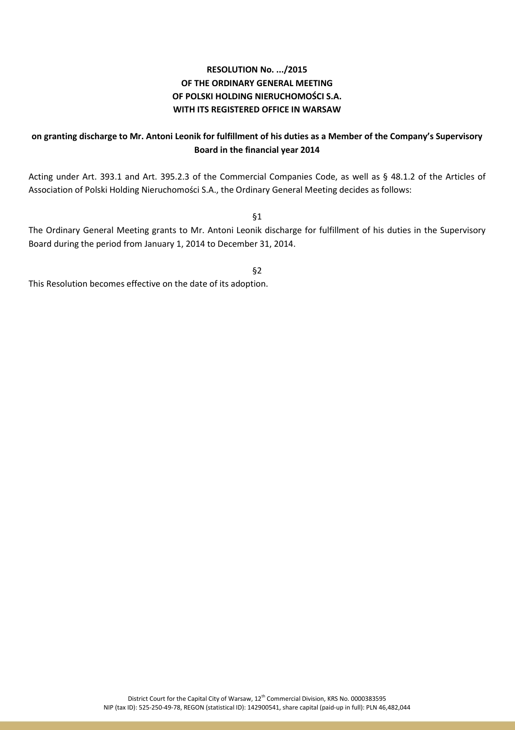**RESOLUTION No. .../2015**
**OF THE ORDINARY GENERAL MEETING**
**OF POLSKI HOLDING NIERUCHOMOŚCI S.A.**
**WITH ITS REGISTERED OFFICE IN WARSAW**

**on granting discharge to Mr. Antoni Leonik for fulfillment of his duties as a Member of the Company's Supervisory Board in the financial year 2014**

Acting under Art. 393.1 and Art. 395.2.3 of the Commercial Companies Code, as well as § 48.1.2 of the Articles of Association of Polski Holding Nieruchomości S.A., the Ordinary General Meeting decides as follows:

§1

The Ordinary General Meeting grants to Mr. Antoni Leonik discharge for fulfillment of his duties in the Supervisory Board during the period from January 1, 2014 to December 31, 2014.

§2

This Resolution becomes effective on the date of its adoption.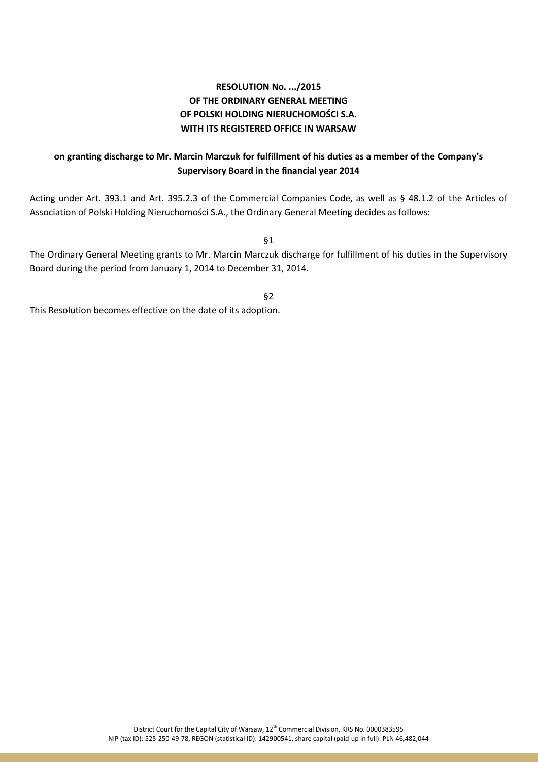**RESOLUTION No. .../2015**
**OF THE ORDINARY GENERAL MEETING**
**OF POLSKI HOLDING NIERUCHOMOŚCI S.A.**
**WITH ITS REGISTERED OFFICE IN WARSAW**

**on granting discharge to Mr. Marcin Marczuk for fulfillment of his duties as a member of the Company's Supervisory Board in the financial year 2014**

Acting under Art. 393.1 and Art. 395.2.3 of the Commercial Companies Code, as well as § 48.1.2 of the Articles of Association of Polski Holding Nieruchomości S.A., the Ordinary General Meeting decides as follows:

§1

The Ordinary General Meeting grants to Mr. Marcin Marczuk discharge for fulfillment of his duties in the Supervisory Board during the period from January 1, 2014 to December 31, 2014.

§2

This Resolution becomes effective on the date of its adoption.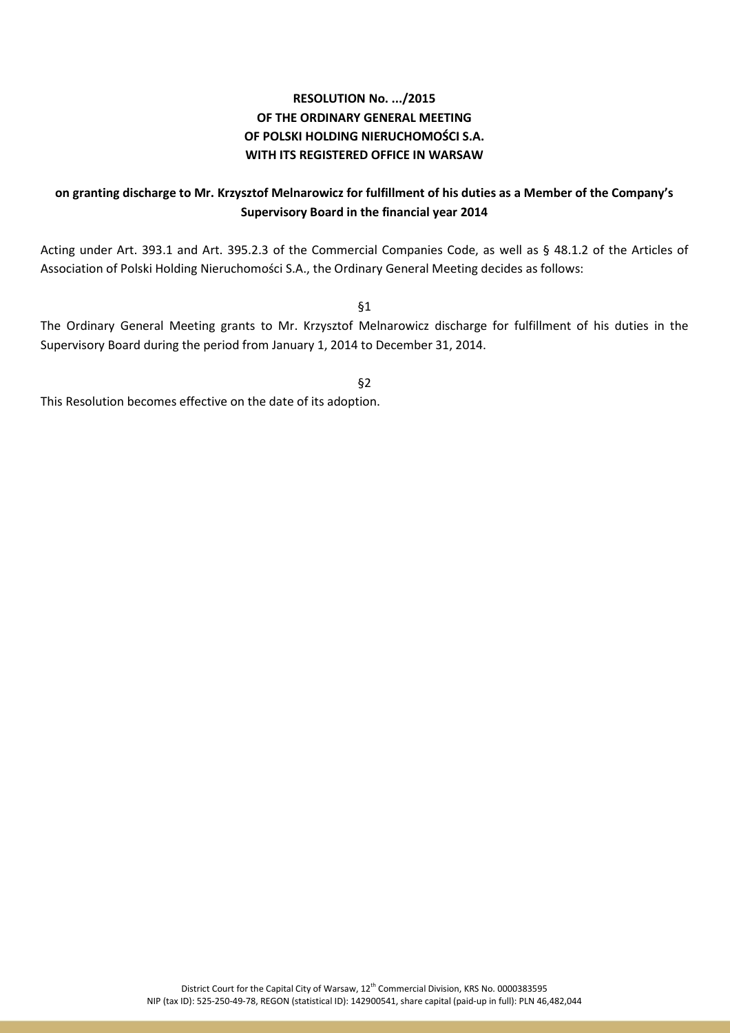**RESOLUTION No. .../2015**
**OF THE ORDINARY GENERAL MEETING**
**OF POLSKI HOLDING NIERUCHOMOŚCI S.A.**
**WITH ITS REGISTERED OFFICE IN WARSAW**

**on granting discharge to Mr. Krzysztof Melnarowicz for fulfillment of his duties as a Member of the Company's Supervisory Board in the financial year 2014**

Acting under Art. 393.1 and Art. 395.2.3 of the Commercial Companies Code, as well as § 48.1.2 of the Articles of Association of Polski Holding Nieruchomości S.A., the Ordinary General Meeting decides as follows:

§1

The Ordinary General Meeting grants to Mr. Krzysztof Melnarowicz discharge for fulfillment of his duties in the Supervisory Board during the period from January 1, 2014 to December 31, 2014.

§2

This Resolution becomes effective on the date of its adoption.

District Court for the Capital City of Warsaw, 12th Commercial Division, KRS No. 0000383595
NIP (tax ID): 525-250-49-78, REGON (statistical ID): 142900541, share capital (paid-up in full): PLN 46,482,044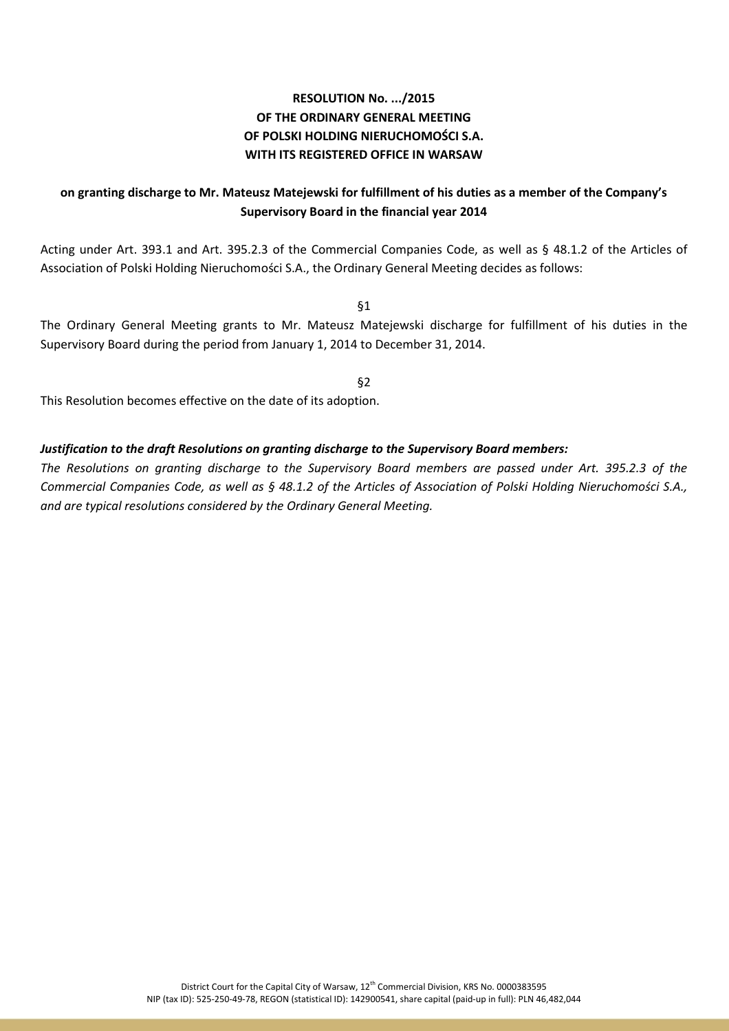**RESOLUTION No. .../2015**
**OF THE ORDINARY GENERAL MEETING**
**OF POLSKI HOLDING NIERUCHOMOŚCI S.A.**
**WITH ITS REGISTERED OFFICE IN WARSAW**

**on granting discharge to Mr. Mateusz Matejewski for fulfillment of his duties as a member of the Company's Supervisory Board in the financial year 2014**

Acting under Art. 393.1 and Art. 395.2.3 of the Commercial Companies Code, as well as § 48.1.2 of the Articles of Association of Polski Holding Nieruchomości S.A., the Ordinary General Meeting decides as follows:

§1

The Ordinary General Meeting grants to Mr. Mateusz Matejewski discharge for fulfillment of his duties in the Supervisory Board during the period from January 1, 2014 to December 31, 2014.

§2

This Resolution becomes effective on the date of its adoption.

***Justification to the draft Resolutions on granting discharge to the Supervisory Board members:***

*The Resolutions on granting discharge to the Supervisory Board members are passed under Art. 395.2.3 of the Commercial Companies Code, as well as § 48.1.2 of the Articles of Association of Polski Holding Nieruchomości S.A., and are typical resolutions considered by the Ordinary General Meeting.*

District Court for the Capital City of Warsaw, 12th Commercial Division, KRS No. 0000383595
NIP (tax ID): 525-250-49-78, REGON (statistical ID): 142900541, share capital (paid-up in full): PLN 46,482,044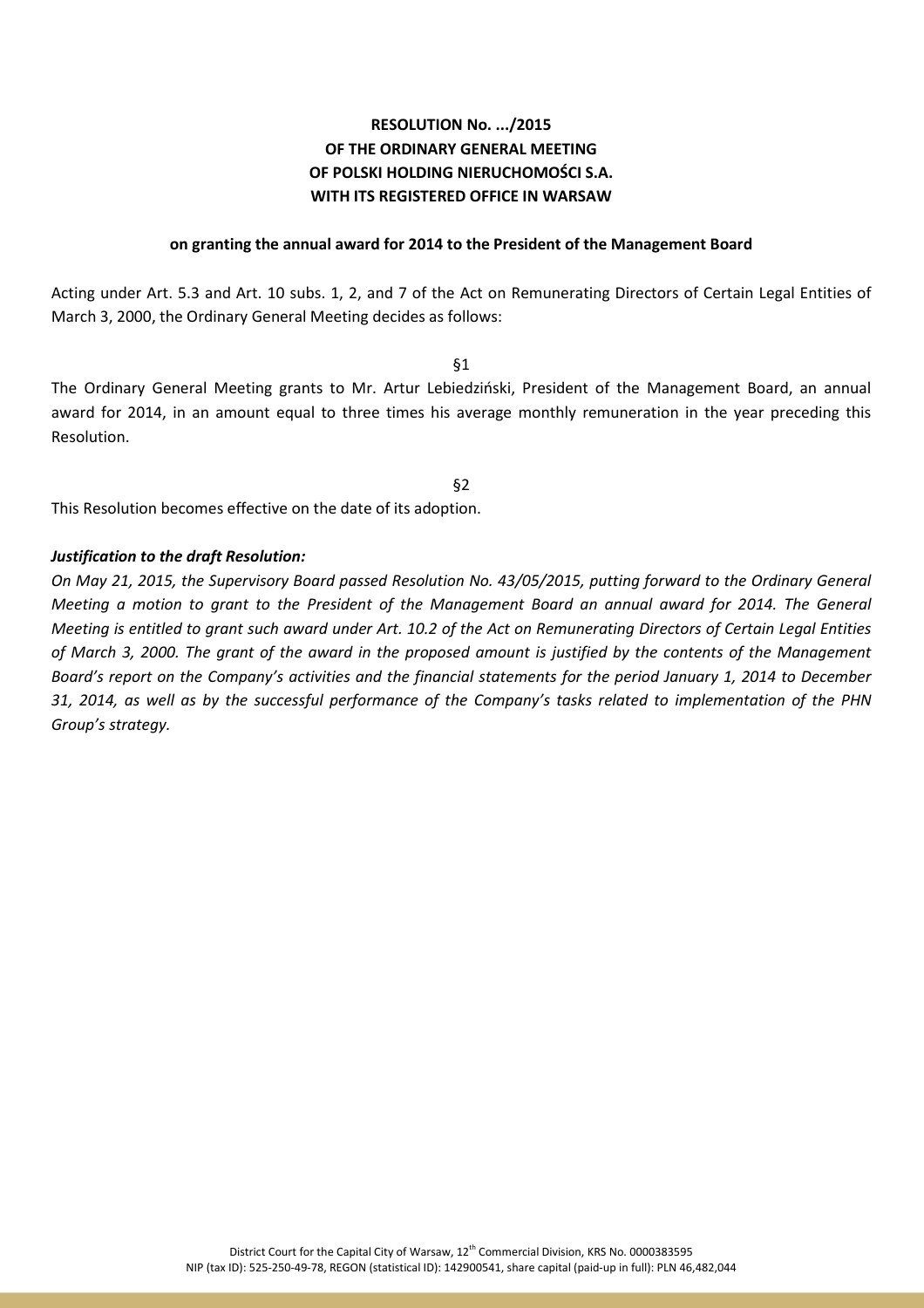**RESOLUTION No. .../2015**
**OF THE ORDINARY GENERAL MEETING**
**OF POLSKI HOLDING NIERUCHOMOŚCI S.A.**
**WITH ITS REGISTERED OFFICE IN WARSAW**

**on granting the annual award for 2014 to the President of the Management Board**

Acting under Art. 5.3 and Art. 10 subs. 1, 2, and 7 of the Act on Remunerating Directors of Certain Legal Entities of March 3, 2000, the Ordinary General Meeting decides as follows:

§1

The Ordinary General Meeting grants to Mr. Artur Lebiedziński, President of the Management Board, an annual award for 2014, in an amount equal to three times his average monthly remuneration in the year preceding this Resolution.

§2

This Resolution becomes effective on the date of its adoption.

***Justification to the draft Resolution:***

*On May 21, 2015, the Supervisory Board passed Resolution No. 43/05/2015, putting forward to the Ordinary General Meeting a motion to grant to the President of the Management Board an annual award for 2014. The General Meeting is entitled to grant such award under Art. 10.2 of the Act on Remunerating Directors of Certain Legal Entities of March 3, 2000. The grant of the award in the proposed amount is justified by the contents of the Management Board's report on the Company's activities and the financial statements for the period January 1, 2014 to December 31, 2014, as well as by the successful performance of the Company's tasks related to implementation of the PHN Group's strategy.*

District Court for the Capital City of Warsaw, 12th Commercial Division, KRS No. 0000383595
NIP (tax ID): 525-250-49-78, REGON (statistical ID): 142900541, share capital (paid-up in full): PLN 46,482,044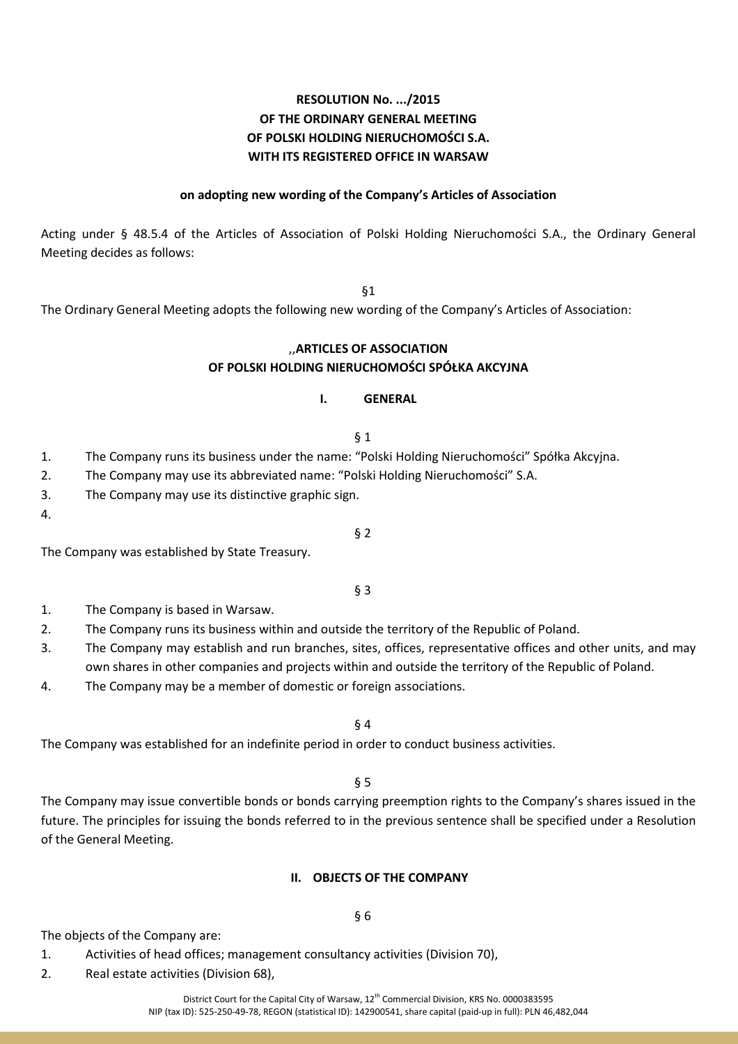**RESOLUTION No. .../2015**
**OF THE ORDINARY GENERAL MEETING**
**OF POLSKI HOLDING NIERUCHOMOŚCI S.A.**
**WITH ITS REGISTERED OFFICE IN WARSAW**

**on adopting new wording of the Company's Articles of Association**

Acting under § 48.5.4 of the Articles of Association of Polski Holding Nieruchomości S.A., the Ordinary General Meeting decides as follows:

§1

The Ordinary General Meeting adopts the following new wording of the Company's Articles of Association:

,,**ARTICLES OF ASSOCIATION**
**OF POLSKI HOLDING NIERUCHOMOŚCI SPÓŁKA AKCYJNA**

**I. GENERAL**

§ 1

1. The Company runs its business under the name: "Polski Holding Nieruchomości" Spółka Akcyjna.
2. The Company may use its abbreviated name: "Polski Holding Nieruchomości" S.A.
3. The Company may use its distinctive graphic sign.
4. 

§ 2

The Company was established by State Treasury.

§ 3

1. The Company is based in Warsaw.
2. The Company runs its business within and outside the territory of the Republic of Poland.
3. The Company may establish and run branches, sites, offices, representative offices and other units, and may own shares in other companies and projects within and outside the territory of the Republic of Poland.
4. The Company may be a member of domestic or foreign associations.

§ 4

The Company was established for an indefinite period in order to conduct business activities.

§ 5

The Company may issue convertible bonds or bonds carrying preemption rights to the Company's shares issued in the future. The principles for issuing the bonds referred to in the previous sentence shall be specified under a Resolution of the General Meeting.

**II. OBJECTS OF THE COMPANY**

§ 6

The objects of the Company are:

1. Activities of head offices; management consultancy activities (Division 70),
2. Real estate activities (Division 68),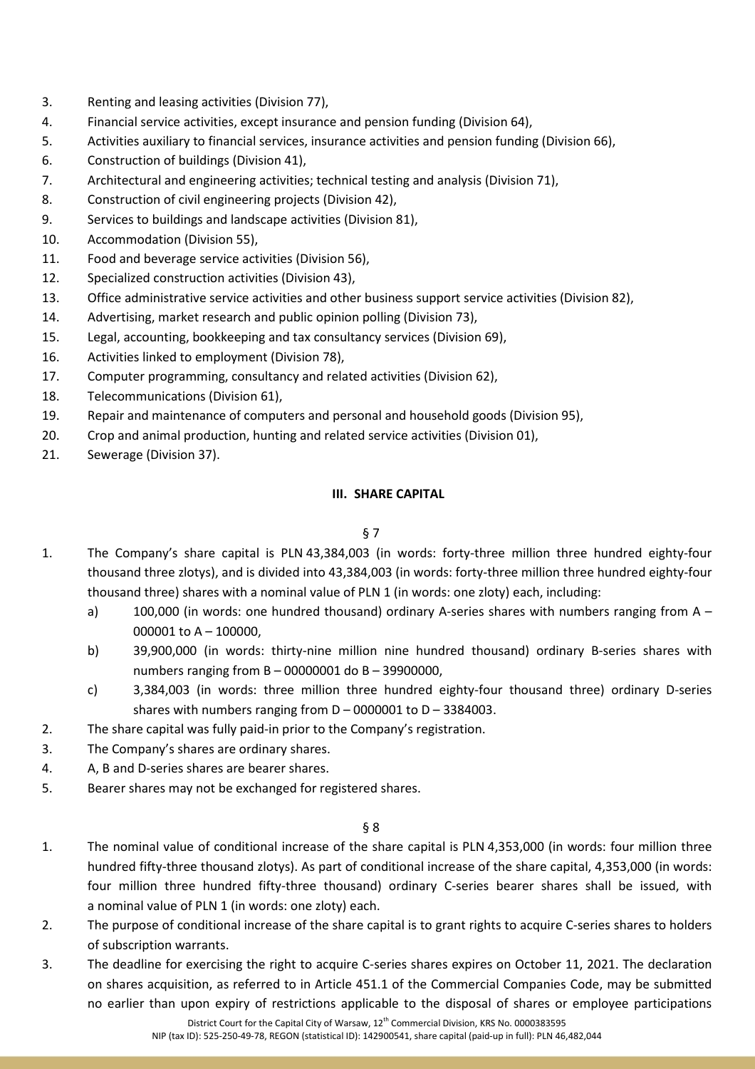3. Renting and leasing activities (Division 77),
4. Financial service activities, except insurance and pension funding (Division 64),
5. Activities auxiliary to financial services, insurance activities and pension funding (Division 66),
6. Construction of buildings (Division 41),
7. Architectural and engineering activities; technical testing and analysis (Division 71),
8. Construction of civil engineering projects (Division 42),
9. Services to buildings and landscape activities (Division 81),
10. Accommodation (Division 55),
11. Food and beverage service activities (Division 56),
12. Specialized construction activities (Division 43),
13. Office administrative service activities and other business support service activities (Division 82),
14. Advertising, market research and public opinion polling (Division 73),
15. Legal, accounting, bookkeeping and tax consultancy services (Division 69),
16. Activities linked to employment (Division 78),
17. Computer programming, consultancy and related activities (Division 62),
18. Telecommunications (Division 61),
19. Repair and maintenance of computers and personal and household goods (Division 95),
20. Crop and animal production, hunting and related service activities (Division 01),
21. Sewerage (Division 37).

## III. SHARE CAPITAL

§ 7

1. The Company's share capital is PLN 43,384,003 (in words: forty-three million three hundred eighty-four thousand three zlotys), and is divided into 43,384,003 (in words: forty-three million three hundred eighty-four thousand three) shares with a nominal value of PLN 1 (in words: one zloty) each, including:
   a) 100,000 (in words: one hundred thousand) ordinary A-series shares with numbers ranging from A – 000001 to A – 100000,
   b) 39,900,000 (in words: thirty-nine million nine hundred thousand) ordinary B-series shares with numbers ranging from B – 00000001 do B – 39900000,
   c) 3,384,003 (in words: three million three hundred eighty-four thousand three) ordinary D-series shares with numbers ranging from D – 0000001 to D – 3384003.
2. The share capital was fully paid-in prior to the Company's registration.
3. The Company's shares are ordinary shares.
4. A, B and D-series shares are bearer shares.
5. Bearer shares may not be exchanged for registered shares.

§ 8

1. The nominal value of conditional increase of the share capital is PLN 4,353,000 (in words: four million three hundred fifty-three thousand zlotys). As part of conditional increase of the share capital, 4,353,000 (in words: four million three hundred fifty-three thousand) ordinary C-series bearer shares shall be issued, with a nominal value of PLN 1 (in words: one zloty) each.
2. The purpose of conditional increase of the share capital is to grant rights to acquire C-series shares to holders of subscription warrants.
3. The deadline for exercising the right to acquire C-series shares expires on October 11, 2021. The declaration on shares acquisition, as referred to in Article 451.1 of the Commercial Companies Code, may be submitted no earlier than upon expiry of restrictions applicable to the disposal of shares or employee participations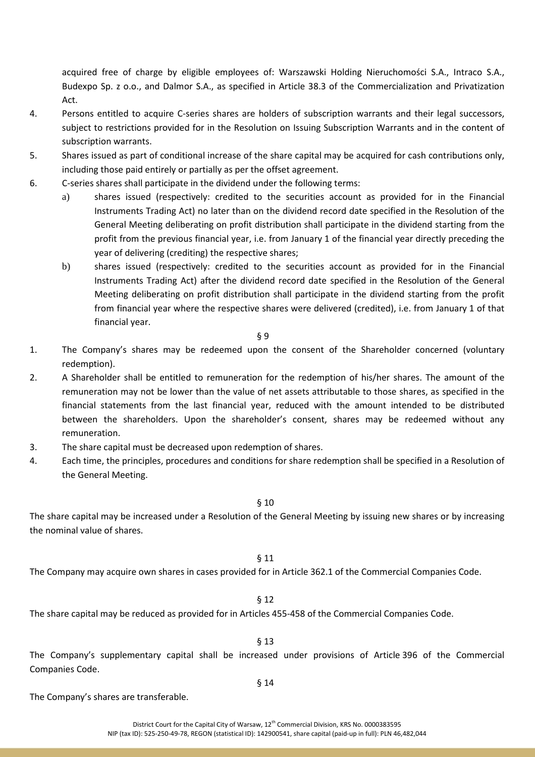acquired free of charge by eligible employees of: Warszawski Holding Nieruchomości S.A., Intraco S.A., Budexpo Sp. z o.o., and Dalmor S.A., as specified in Article 38.3 of the Commercialization and Privatization Act.

4. Persons entitled to acquire C-series shares are holders of subscription warrants and their legal successors, subject to restrictions provided for in the Resolution on Issuing Subscription Warrants and in the content of subscription warrants.
5. Shares issued as part of conditional increase of the share capital may be acquired for cash contributions only, including those paid entirely or partially as per the offset agreement.
6. C-series shares shall participate in the dividend under the following terms:
   a) shares issued (respectively: credited to the securities account as provided for in the Financial Instruments Trading Act) no later than on the dividend record date specified in the Resolution of the General Meeting deliberating on profit distribution shall participate in the dividend starting from the profit from the previous financial year, i.e. from January 1 of the financial year directly preceding the year of delivering (crediting) the respective shares;
   b) shares issued (respectively: credited to the securities account as provided for in the Financial Instruments Trading Act) after the dividend record date specified in the Resolution of the General Meeting deliberating on profit distribution shall participate in the dividend starting from the profit from financial year where the respective shares were delivered (credited), i.e. from January 1 of that financial year.

§ 9

1. The Company's shares may be redeemed upon the consent of the Shareholder concerned (voluntary redemption).
2. A Shareholder shall be entitled to remuneration for the redemption of his/her shares. The amount of the remuneration may not be lower than the value of net assets attributable to those shares, as specified in the financial statements from the last financial year, reduced with the amount intended to be distributed between the shareholders. Upon the shareholder's consent, shares may be redeemed without any remuneration.
3. The share capital must be decreased upon redemption of shares.
4. Each time, the principles, procedures and conditions for share redemption shall be specified in a Resolution of the General Meeting.

§ 10

The share capital may be increased under a Resolution of the General Meeting by issuing new shares or by increasing the nominal value of shares.

§ 11

The Company may acquire own shares in cases provided for in Article 362.1 of the Commercial Companies Code.

§ 12

The share capital may be reduced as provided for in Articles 455-458 of the Commercial Companies Code.

§ 13

The Company's supplementary capital shall be increased under provisions of Article 396 of the Commercial Companies Code.

§ 14

The Company's shares are transferable.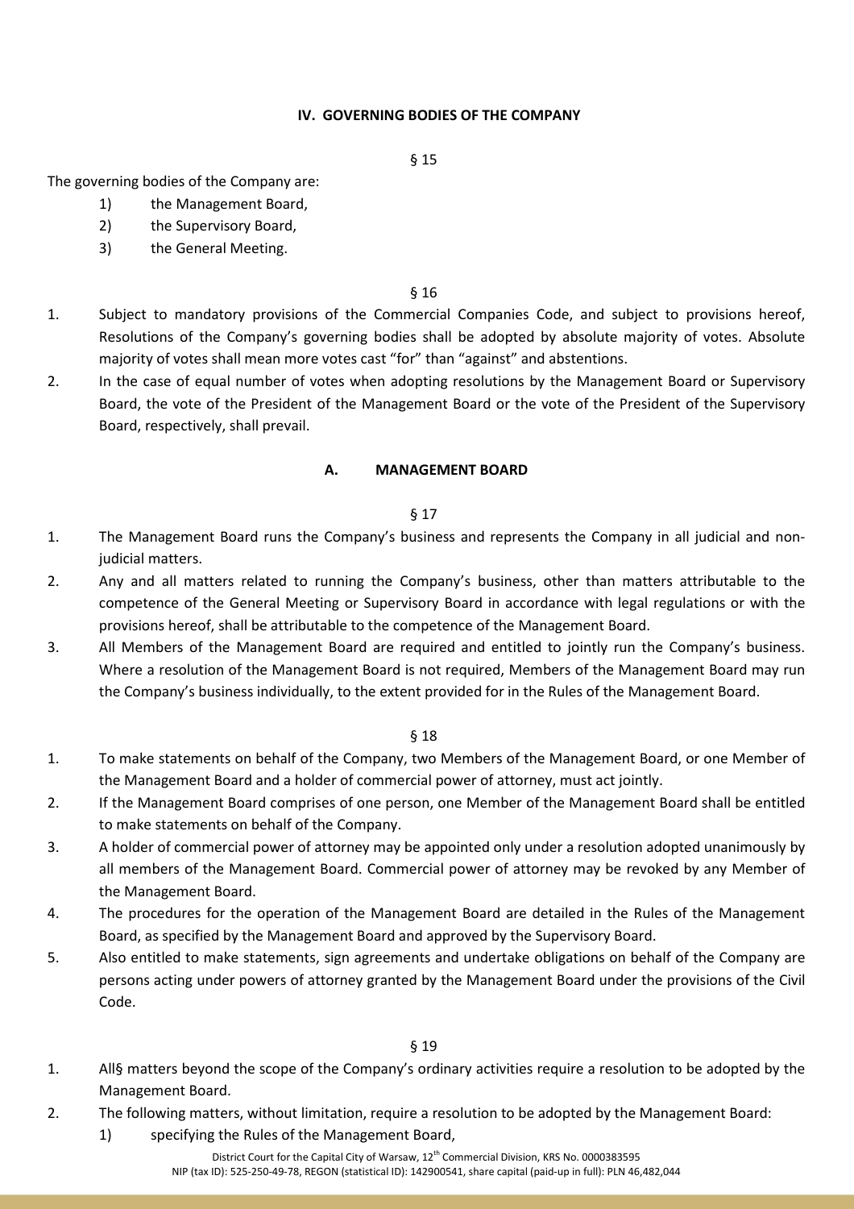## IV. GOVERNING BODIES OF THE COMPANY

§ 15

The governing bodies of the Company are:

1) the Management Board,
2) the Supervisory Board,
3) the General Meeting.

§ 16

1. Subject to mandatory provisions of the Commercial Companies Code, and subject to provisions hereof, Resolutions of the Company's governing bodies shall be adopted by absolute majority of votes. Absolute majority of votes shall mean more votes cast "for" than "against" and abstentions.
2. In the case of equal number of votes when adopting resolutions by the Management Board or Supervisory Board, the vote of the President of the Management Board or the vote of the President of the Supervisory Board, respectively, shall prevail.

### A. MANAGEMENT BOARD

§ 17

1. The Management Board runs the Company's business and represents the Company in all judicial and non-judicial matters.
2. Any and all matters related to running the Company's business, other than matters attributable to the competence of the General Meeting or Supervisory Board in accordance with legal regulations or with the provisions hereof, shall be attributable to the competence of the Management Board.
3. All Members of the Management Board are required and entitled to jointly run the Company's business. Where a resolution of the Management Board is not required, Members of the Management Board may run the Company's business individually, to the extent provided for in the Rules of the Management Board.

§ 18

1. To make statements on behalf of the Company, two Members of the Management Board, or one Member of the Management Board and a holder of commercial power of attorney, must act jointly.
2. If the Management Board comprises of one person, one Member of the Management Board shall be entitled to make statements on behalf of the Company.
3. A holder of commercial power of attorney may be appointed only under a resolution adopted unanimously by all members of the Management Board. Commercial power of attorney may be revoked by any Member of the Management Board.
4. The procedures for the operation of the Management Board are detailed in the Rules of the Management Board, as specified by the Management Board and approved by the Supervisory Board.
5. Also entitled to make statements, sign agreements and undertake obligations on behalf of the Company are persons acting under powers of attorney granted by the Management Board under the provisions of the Civil Code.

§ 19

1. All§ matters beyond the scope of the Company's ordinary activities require a resolution to be adopted by the Management Board.
2. The following matters, without limitation, require a resolution to be adopted by the Management Board:
   1) specifying the Rules of the Management Board,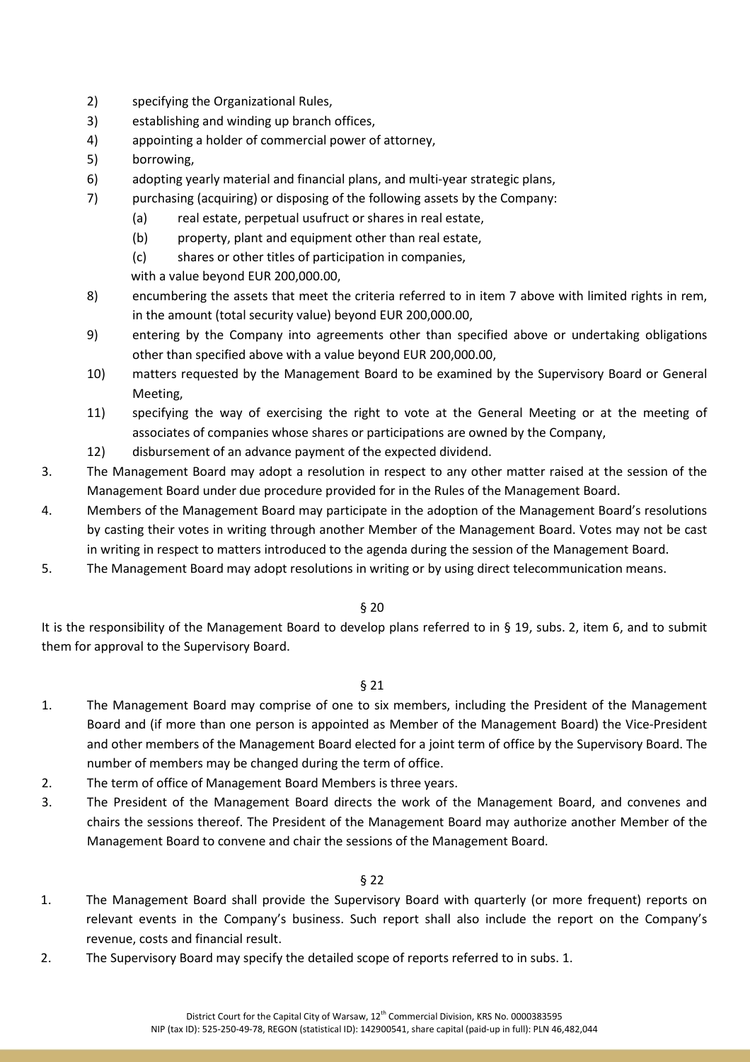2) specifying the Organizational Rules,
3) establishing and winding up branch offices,
4) appointing a holder of commercial power of attorney,
5) borrowing,
6) adopting yearly material and financial plans, and multi-year strategic plans,
7) purchasing (acquiring) or disposing of the following assets by the Company:
   (a) real estate, perpetual usufruct or shares in real estate,
   (b) property, plant and equipment other than real estate,
   (c) shares or other titles of participation in companies,

   with a value beyond EUR 200,000.00,
8) encumbering the assets that meet the criteria referred to in item 7 above with limited rights in rem, in the amount (total security value) beyond EUR 200,000.00,
9) entering by the Company into agreements other than specified above or undertaking obligations other than specified above with a value beyond EUR 200,000.00,
10) matters requested by the Management Board to be examined by the Supervisory Board or General Meeting,
11) specifying the way of exercising the right to vote at the General Meeting or at the meeting of associates of companies whose shares or participations are owned by the Company,
12) disbursement of an advance payment of the expected dividend.

3. The Management Board may adopt a resolution in respect to any other matter raised at the session of the Management Board under due procedure provided for in the Rules of the Management Board.
4. Members of the Management Board may participate in the adoption of the Management Board's resolutions by casting their votes in writing through another Member of the Management Board. Votes may not be cast in writing in respect to matters introduced to the agenda during the session of the Management Board.
5. The Management Board may adopt resolutions in writing or by using direct telecommunication means.

§ 20

It is the responsibility of the Management Board to develop plans referred to in § 19, subs. 2, item 6, and to submit them for approval to the Supervisory Board.

§ 21

1. The Management Board may comprise of one to six members, including the President of the Management Board and (if more than one person is appointed as Member of the Management Board) the Vice-President and other members of the Management Board elected for a joint term of office by the Supervisory Board. The number of members may be changed during the term of office.
2. The term of office of Management Board Members is three years.
3. The President of the Management Board directs the work of the Management Board, and convenes and chairs the sessions thereof. The President of the Management Board may authorize another Member of the Management Board to convene and chair the sessions of the Management Board.

§ 22

1. The Management Board shall provide the Supervisory Board with quarterly (or more frequent) reports on relevant events in the Company's business. Such report shall also include the report on the Company's revenue, costs and financial result.
2. The Supervisory Board may specify the detailed scope of reports referred to in subs. 1.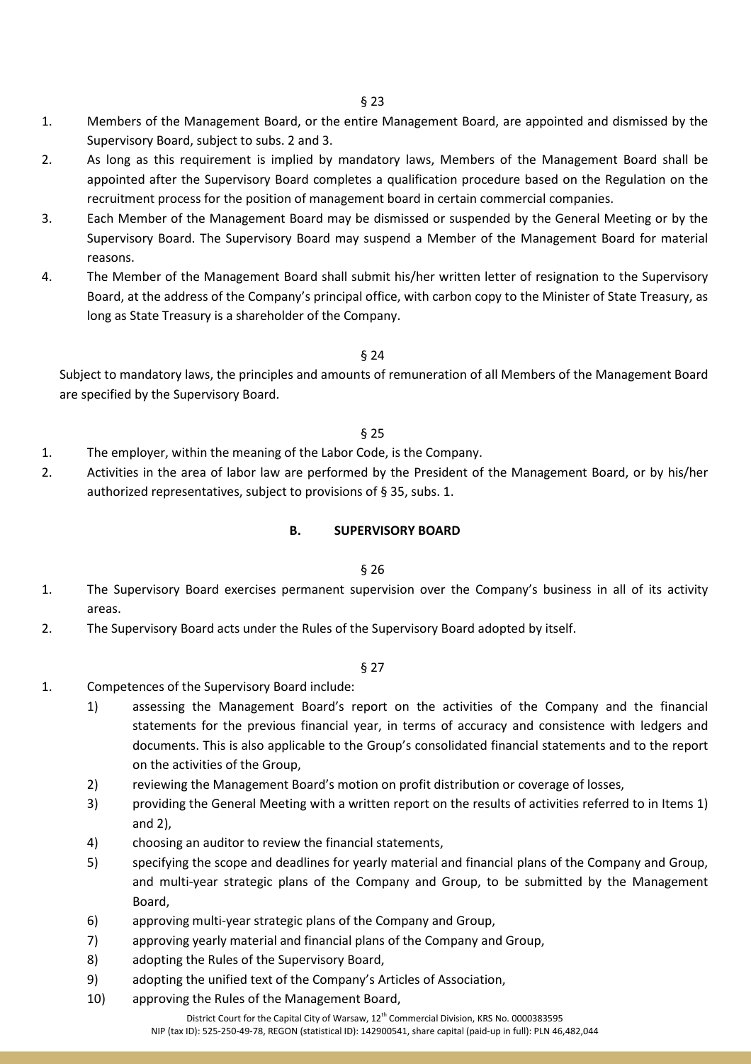§ 23

1. Members of the Management Board, or the entire Management Board, are appointed and dismissed by the Supervisory Board, subject to subs. 2 and 3.
2. As long as this requirement is implied by mandatory laws, Members of the Management Board shall be appointed after the Supervisory Board completes a qualification procedure based on the Regulation on the recruitment process for the position of management board in certain commercial companies.
3. Each Member of the Management Board may be dismissed or suspended by the General Meeting or by the Supervisory Board. The Supervisory Board may suspend a Member of the Management Board for material reasons.
4. The Member of the Management Board shall submit his/her written letter of resignation to the Supervisory Board, at the address of the Company's principal office, with carbon copy to the Minister of State Treasury, as long as State Treasury is a shareholder of the Company.

§ 24

Subject to mandatory laws, the principles and amounts of remuneration of all Members of the Management Board are specified by the Supervisory Board.

§ 25

1. The employer, within the meaning of the Labor Code, is the Company.
2. Activities in the area of labor law are performed by the President of the Management Board, or by his/her authorized representatives, subject to provisions of § 35, subs. 1.

## B. SUPERVISORY BOARD

§ 26

1. The Supervisory Board exercises permanent supervision over the Company's business in all of its activity areas.
2. The Supervisory Board acts under the Rules of the Supervisory Board adopted by itself.

§ 27

1. Competences of the Supervisory Board include:
    1) assessing the Management Board's report on the activities of the Company and the financial statements for the previous financial year, in terms of accuracy and consistence with ledgers and documents. This is also applicable to the Group's consolidated financial statements and to the report on the activities of the Group,
    2) reviewing the Management Board's motion on profit distribution or coverage of losses,
    3) providing the General Meeting with a written report on the results of activities referred to in Items 1) and 2),
    4) choosing an auditor to review the financial statements,
    5) specifying the scope and deadlines for yearly material and financial plans of the Company and Group, and multi-year strategic plans of the Company and Group, to be submitted by the Management Board,
    6) approving multi-year strategic plans of the Company and Group,
    7) approving yearly material and financial plans of the Company and Group,
    8) adopting the Rules of the Supervisory Board,
    9) adopting the unified text of the Company's Articles of Association,
    10) approving the Rules of the Management Board,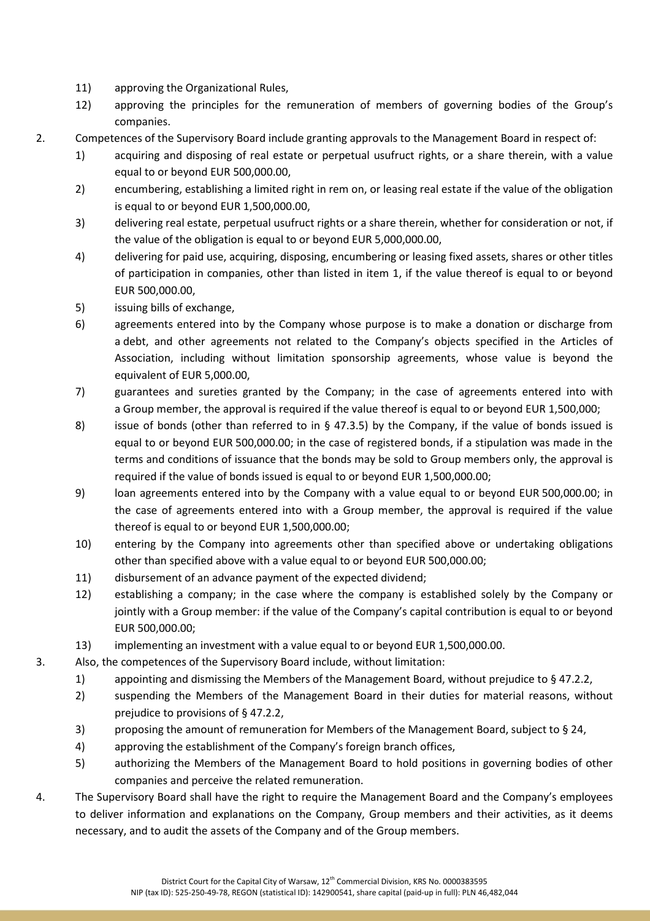11) approving the Organizational Rules,
12) approving the principles for the remuneration of members of governing bodies of the Group's companies.

2. Competences of the Supervisory Board include granting approvals to the Management Board in respect of:
   1) acquiring and disposing of real estate or perpetual usufruct rights, or a share therein, with a value equal to or beyond EUR 500,000.00,
   2) encumbering, establishing a limited right in rem on, or leasing real estate if the value of the obligation is equal to or beyond EUR 1,500,000.00,
   3) delivering real estate, perpetual usufruct rights or a share therein, whether for consideration or not, if the value of the obligation is equal to or beyond EUR 5,000,000.00,
   4) delivering for paid use, acquiring, disposing, encumbering or leasing fixed assets, shares or other titles of participation in companies, other than listed in item 1, if the value thereof is equal to or beyond EUR 500,000.00,
   5) issuing bills of exchange,
   6) agreements entered into by the Company whose purpose is to make a donation or discharge from a debt, and other agreements not related to the Company's objects specified in the Articles of Association, including without limitation sponsorship agreements, whose value is beyond the equivalent of EUR 5,000.00,
   7) guarantees and sureties granted by the Company; in the case of agreements entered into with a Group member, the approval is required if the value thereof is equal to or beyond EUR 1,500,000;
   8) issue of bonds (other than referred to in § 47.3.5) by the Company, if the value of bonds issued is equal to or beyond EUR 500,000.00; in the case of registered bonds, if a stipulation was made in the terms and conditions of issuance that the bonds may be sold to Group members only, the approval is required if the value of bonds issued is equal to or beyond EUR 1,500,000.00;
   9) loan agreements entered into by the Company with a value equal to or beyond EUR 500,000.00; in the case of agreements entered into with a Group member, the approval is required if the value thereof is equal to or beyond EUR 1,500,000.00;
   10) entering by the Company into agreements other than specified above or undertaking obligations other than specified above with a value equal to or beyond EUR 500,000.00;
   11) disbursement of an advance payment of the expected dividend;
   12) establishing a company; in the case where the company is established solely by the Company or jointly with a Group member: if the value of the Company's capital contribution is equal to or beyond EUR 500,000.00;
   13) implementing an investment with a value equal to or beyond EUR 1,500,000.00.

3. Also, the competences of the Supervisory Board include, without limitation:
   1) appointing and dismissing the Members of the Management Board, without prejudice to § 47.2.2,
   2) suspending the Members of the Management Board in their duties for material reasons, without prejudice to provisions of § 47.2.2,
   3) proposing the amount of remuneration for Members of the Management Board, subject to § 24,
   4) approving the establishment of the Company's foreign branch offices,
   5) authorizing the Members of the Management Board to hold positions in governing bodies of other companies and perceive the related remuneration.

4. The Supervisory Board shall have the right to require the Management Board and the Company's employees to deliver information and explanations on the Company, Group members and their activities, as it deems necessary, and to audit the assets of the Company and of the Group members.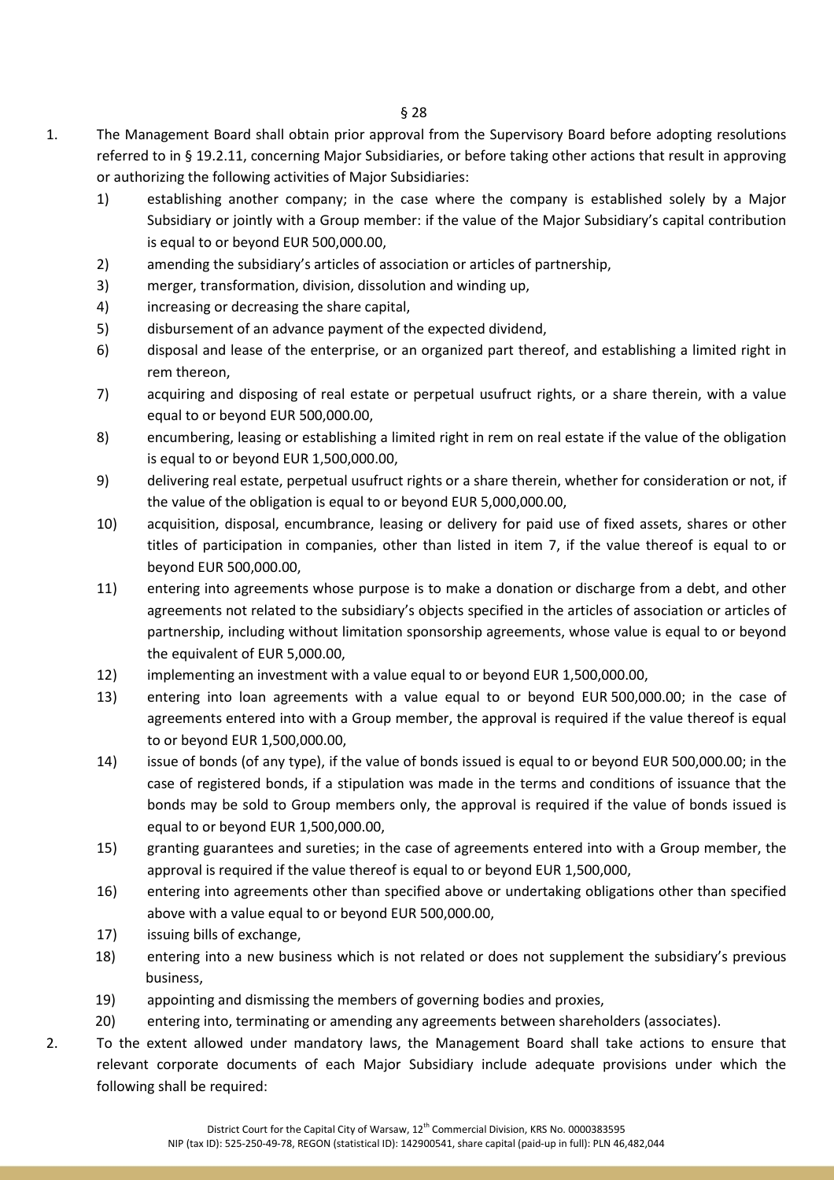§ 28

1. The Management Board shall obtain prior approval from the Supervisory Board before adopting resolutions referred to in § 19.2.11, concerning Major Subsidiaries, or before taking other actions that result in approving or authorizing the following activities of Major Subsidiaries:
   1) establishing another company; in the case where the company is established solely by a Major Subsidiary or jointly with a Group member: if the value of the Major Subsidiary's capital contribution is equal to or beyond EUR 500,000.00,
   2) amending the subsidiary's articles of association or articles of partnership,
   3) merger, transformation, division, dissolution and winding up,
   4) increasing or decreasing the share capital,
   5) disbursement of an advance payment of the expected dividend,
   6) disposal and lease of the enterprise, or an organized part thereof, and establishing a limited right in rem thereon,
   7) acquiring and disposing of real estate or perpetual usufruct rights, or a share therein, with a value equal to or beyond EUR 500,000.00,
   8) encumbering, leasing or establishing a limited right in rem on real estate if the value of the obligation is equal to or beyond EUR 1,500,000.00,
   9) delivering real estate, perpetual usufruct rights or a share therein, whether for consideration or not, if the value of the obligation is equal to or beyond EUR 5,000,000.00,
   10) acquisition, disposal, encumbrance, leasing or delivery for paid use of fixed assets, shares or other titles of participation in companies, other than listed in item 7, if the value thereof is equal to or beyond EUR 500,000.00,
   11) entering into agreements whose purpose is to make a donation or discharge from a debt, and other agreements not related to the subsidiary's objects specified in the articles of association or articles of partnership, including without limitation sponsorship agreements, whose value is equal to or beyond the equivalent of EUR 5,000.00,
   12) implementing an investment with a value equal to or beyond EUR 1,500,000.00,
   13) entering into loan agreements with a value equal to or beyond EUR 500,000.00; in the case of agreements entered into with a Group member, the approval is required if the value thereof is equal to or beyond EUR 1,500,000.00,
   14) issue of bonds (of any type), if the value of bonds issued is equal to or beyond EUR 500,000.00; in the case of registered bonds, if a stipulation was made in the terms and conditions of issuance that the bonds may be sold to Group members only, the approval is required if the value of bonds issued is equal to or beyond EUR 1,500,000.00,
   15) granting guarantees and sureties; in the case of agreements entered into with a Group member, the approval is required if the value thereof is equal to or beyond EUR 1,500,000,
   16) entering into agreements other than specified above or undertaking obligations other than specified above with a value equal to or beyond EUR 500,000.00,
   17) issuing bills of exchange,
   18) entering into a new business which is not related or does not supplement the subsidiary's previous business,
   19) appointing and dismissing the members of governing bodies and proxies,
   20) entering into, terminating or amending any agreements between shareholders (associates).
2. To the extent allowed under mandatory laws, the Management Board shall take actions to ensure that relevant corporate documents of each Major Subsidiary include adequate provisions under which the following shall be required: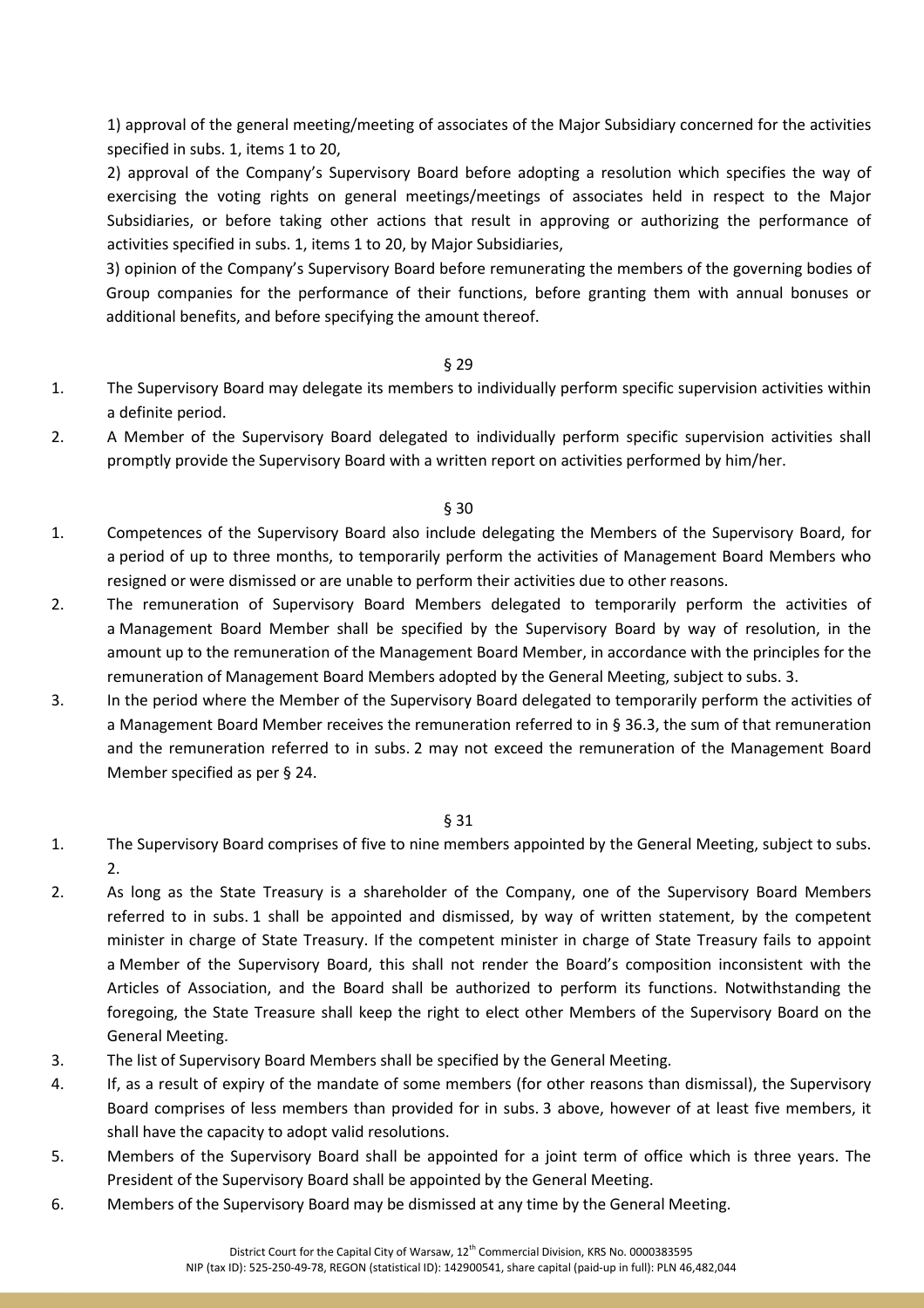1) approval of the general meeting/meeting of associates of the Major Subsidiary concerned for the activities specified in subs. 1, items 1 to 20,

2) approval of the Company's Supervisory Board before adopting a resolution which specifies the way of exercising the voting rights on general meetings/meetings of associates held in respect to the Major Subsidiaries, or before taking other actions that result in approving or authorizing the performance of activities specified in subs. 1, items 1 to 20, by Major Subsidiaries,

3) opinion of the Company's Supervisory Board before remunerating the members of the governing bodies of Group companies for the performance of their functions, before granting them with annual bonuses or additional benefits, and before specifying the amount thereof.

§ 29

1. The Supervisory Board may delegate its members to individually perform specific supervision activities within a definite period.
2. A Member of the Supervisory Board delegated to individually perform specific supervision activities shall promptly provide the Supervisory Board with a written report on activities performed by him/her.

§ 30

1. Competences of the Supervisory Board also include delegating the Members of the Supervisory Board, for a period of up to three months, to temporarily perform the activities of Management Board Members who resigned or were dismissed or are unable to perform their activities due to other reasons.
2. The remuneration of Supervisory Board Members delegated to temporarily perform the activities of a Management Board Member shall be specified by the Supervisory Board by way of resolution, in the amount up to the remuneration of the Management Board Member, in accordance with the principles for the remuneration of Management Board Members adopted by the General Meeting, subject to subs. 3.
3. In the period where the Member of the Supervisory Board delegated to temporarily perform the activities of a Management Board Member receives the remuneration referred to in § 36.3, the sum of that remuneration and the remuneration referred to in subs. 2 may not exceed the remuneration of the Management Board Member specified as per § 24.

§ 31

1. The Supervisory Board comprises of five to nine members appointed by the General Meeting, subject to subs. 2.
2. As long as the State Treasury is a shareholder of the Company, one of the Supervisory Board Members referred to in subs. 1 shall be appointed and dismissed, by way of written statement, by the competent minister in charge of State Treasury. If the competent minister in charge of State Treasury fails to appoint a Member of the Supervisory Board, this shall not render the Board's composition inconsistent with the Articles of Association, and the Board shall be authorized to perform its functions. Notwithstanding the foregoing, the State Treasure shall keep the right to elect other Members of the Supervisory Board on the General Meeting.
3. The list of Supervisory Board Members shall be specified by the General Meeting.
4. If, as a result of expiry of the mandate of some members (for other reasons than dismissal), the Supervisory Board comprises of less members than provided for in subs. 3 above, however of at least five members, it shall have the capacity to adopt valid resolutions.
5. Members of the Supervisory Board shall be appointed for a joint term of office which is three years. The President of the Supervisory Board shall be appointed by the General Meeting.
6. Members of the Supervisory Board may be dismissed at any time by the General Meeting.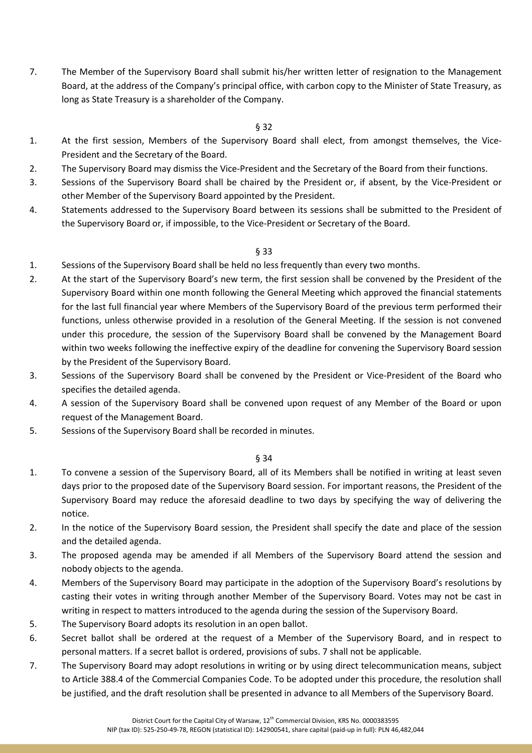7. The Member of the Supervisory Board shall submit his/her written letter of resignation to the Management Board, at the address of the Company's principal office, with carbon copy to the Minister of State Treasury, as long as State Treasury is a shareholder of the Company.

§ 32

1. At the first session, Members of the Supervisory Board shall elect, from amongst themselves, the Vice-President and the Secretary of the Board.
2. The Supervisory Board may dismiss the Vice-President and the Secretary of the Board from their functions.
3. Sessions of the Supervisory Board shall be chaired by the President or, if absent, by the Vice-President or other Member of the Supervisory Board appointed by the President.
4. Statements addressed to the Supervisory Board between its sessions shall be submitted to the President of the Supervisory Board or, if impossible, to the Vice-President or Secretary of the Board.

§ 33

1. Sessions of the Supervisory Board shall be held no less frequently than every two months.
2. At the start of the Supervisory Board's new term, the first session shall be convened by the President of the Supervisory Board within one month following the General Meeting which approved the financial statements for the last full financial year where Members of the Supervisory Board of the previous term performed their functions, unless otherwise provided in a resolution of the General Meeting. If the session is not convened under this procedure, the session of the Supervisory Board shall be convened by the Management Board within two weeks following the ineffective expiry of the deadline for convening the Supervisory Board session by the President of the Supervisory Board.
3. Sessions of the Supervisory Board shall be convened by the President or Vice-President of the Board who specifies the detailed agenda.
4. A session of the Supervisory Board shall be convened upon request of any Member of the Board or upon request of the Management Board.
5. Sessions of the Supervisory Board shall be recorded in minutes.

§ 34

1. To convene a session of the Supervisory Board, all of its Members shall be notified in writing at least seven days prior to the proposed date of the Supervisory Board session. For important reasons, the President of the Supervisory Board may reduce the aforesaid deadline to two days by specifying the way of delivering the notice.
2. In the notice of the Supervisory Board session, the President shall specify the date and place of the session and the detailed agenda.
3. The proposed agenda may be amended if all Members of the Supervisory Board attend the session and nobody objects to the agenda.
4. Members of the Supervisory Board may participate in the adoption of the Supervisory Board's resolutions by casting their votes in writing through another Member of the Supervisory Board. Votes may not be cast in writing in respect to matters introduced to the agenda during the session of the Supervisory Board.
5. The Supervisory Board adopts its resolution in an open ballot.
6. Secret ballot shall be ordered at the request of a Member of the Supervisory Board, and in respect to personal matters. If a secret ballot is ordered, provisions of subs. 7 shall not be applicable.
7. The Supervisory Board may adopt resolutions in writing or by using direct telecommunication means, subject to Article 388.4 of the Commercial Companies Code. To be adopted under this procedure, the resolution shall be justified, and the draft resolution shall be presented in advance to all Members of the Supervisory Board.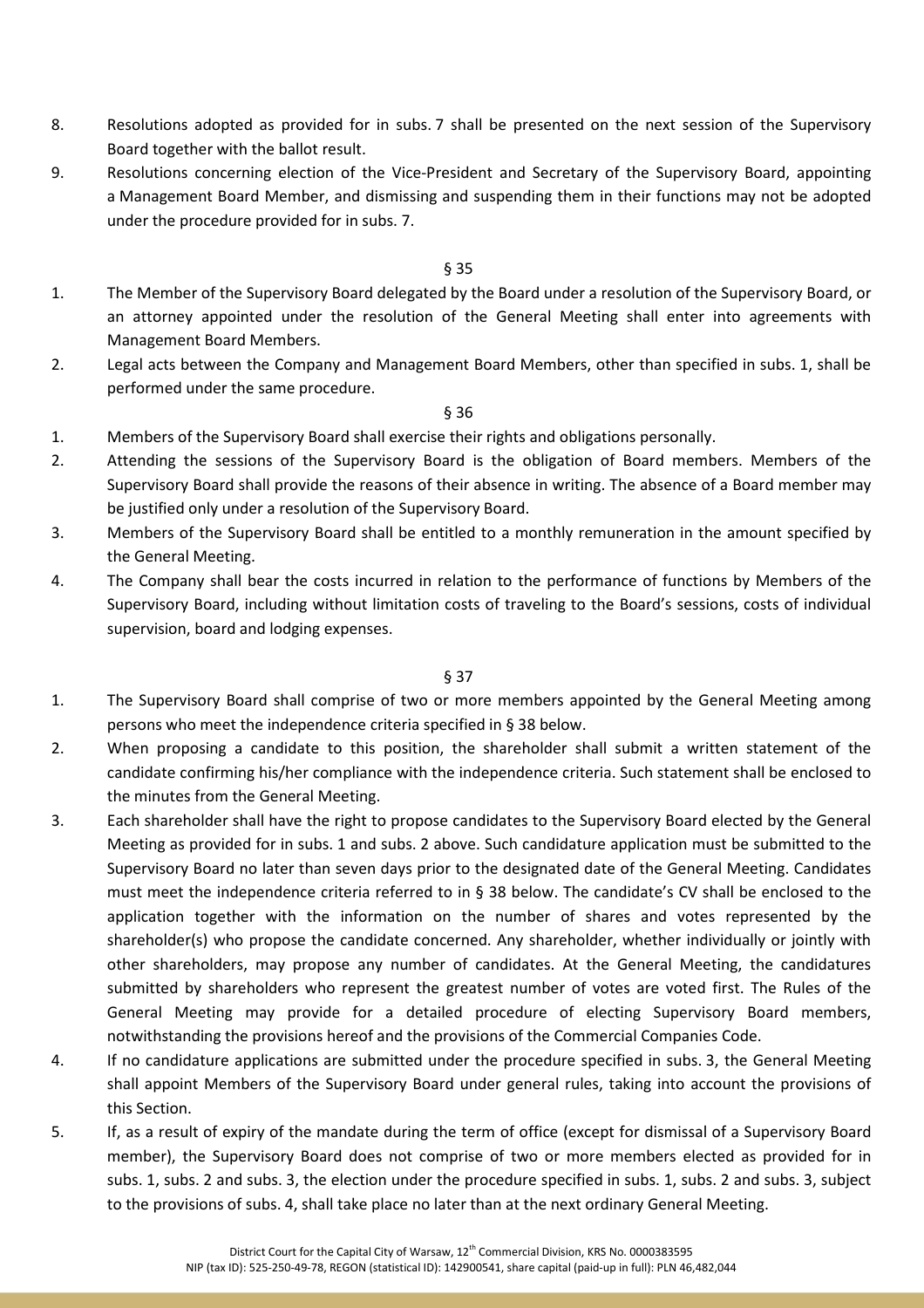8. Resolutions adopted as provided for in subs. 7 shall be presented on the next session of the Supervisory Board together with the ballot result.
9. Resolutions concerning election of the Vice-President and Secretary of the Supervisory Board, appointing a Management Board Member, and dismissing and suspending them in their functions may not be adopted under the procedure provided for in subs. 7.

§ 35

1. The Member of the Supervisory Board delegated by the Board under a resolution of the Supervisory Board, or an attorney appointed under the resolution of the General Meeting shall enter into agreements with Management Board Members.
2. Legal acts between the Company and Management Board Members, other than specified in subs. 1, shall be performed under the same procedure.

§ 36

1. Members of the Supervisory Board shall exercise their rights and obligations personally.
2. Attending the sessions of the Supervisory Board is the obligation of Board members. Members of the Supervisory Board shall provide the reasons of their absence in writing. The absence of a Board member may be justified only under a resolution of the Supervisory Board.
3. Members of the Supervisory Board shall be entitled to a monthly remuneration in the amount specified by the General Meeting.
4. The Company shall bear the costs incurred in relation to the performance of functions by Members of the Supervisory Board, including without limitation costs of traveling to the Board's sessions, costs of individual supervision, board and lodging expenses.

§ 37

1. The Supervisory Board shall comprise of two or more members appointed by the General Meeting among persons who meet the independence criteria specified in § 38 below.
2. When proposing a candidate to this position, the shareholder shall submit a written statement of the candidate confirming his/her compliance with the independence criteria. Such statement shall be enclosed to the minutes from the General Meeting.
3. Each shareholder shall have the right to propose candidates to the Supervisory Board elected by the General Meeting as provided for in subs. 1 and subs. 2 above. Such candidature application must be submitted to the Supervisory Board no later than seven days prior to the designated date of the General Meeting. Candidates must meet the independence criteria referred to in § 38 below. The candidate's CV shall be enclosed to the application together with the information on the number of shares and votes represented by the shareholder(s) who propose the candidate concerned. Any shareholder, whether individually or jointly with other shareholders, may propose any number of candidates. At the General Meeting, the candidatures submitted by shareholders who represent the greatest number of votes are voted first. The Rules of the General Meeting may provide for a detailed procedure of electing Supervisory Board members, notwithstanding the provisions hereof and the provisions of the Commercial Companies Code.
4. If no candidature applications are submitted under the procedure specified in subs. 3, the General Meeting shall appoint Members of the Supervisory Board under general rules, taking into account the provisions of this Section.
5. If, as a result of expiry of the mandate during the term of office (except for dismissal of a Supervisory Board member), the Supervisory Board does not comprise of two or more members elected as provided for in subs. 1, subs. 2 and subs. 3, the election under the procedure specified in subs. 1, subs. 2 and subs. 3, subject to the provisions of subs. 4, shall take place no later than at the next ordinary General Meeting.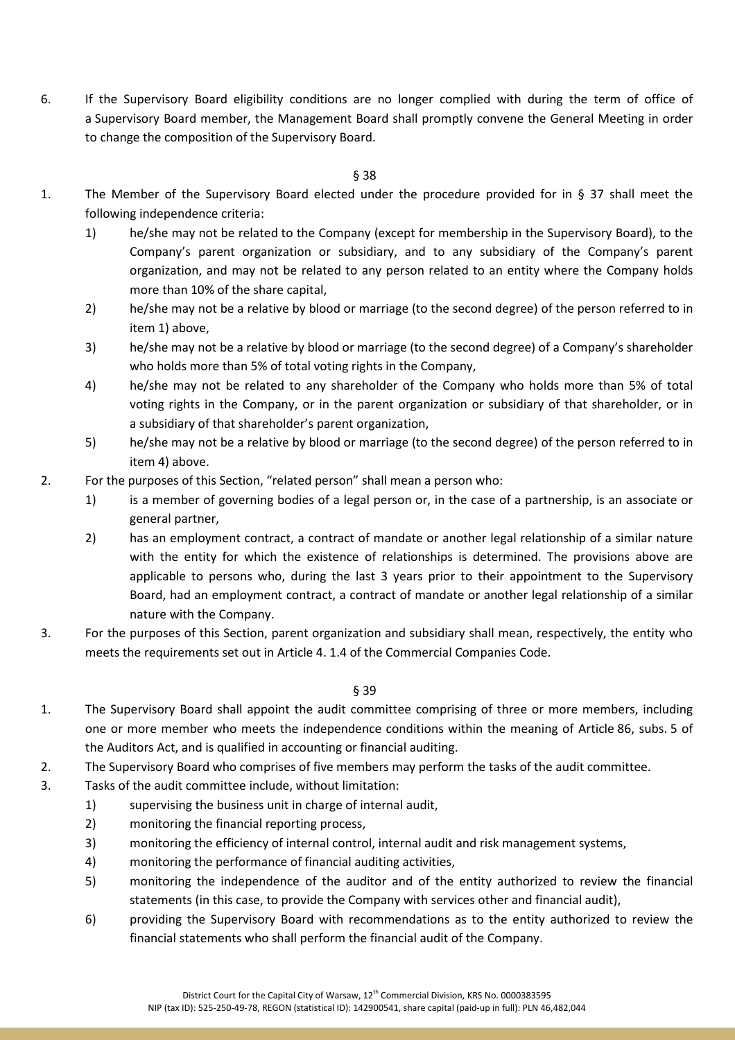6. If the Supervisory Board eligibility conditions are no longer complied with during the term of office of a Supervisory Board member, the Management Board shall promptly convene the General Meeting in order to change the composition of the Supervisory Board.

§ 38

1. The Member of the Supervisory Board elected under the procedure provided for in § 37 shall meet the following independence criteria:
   1) he/she may not be related to the Company (except for membership in the Supervisory Board), to the Company's parent organization or subsidiary, and to any subsidiary of the Company's parent organization, and may not be related to any person related to an entity where the Company holds more than 10% of the share capital,
   2) he/she may not be a relative by blood or marriage (to the second degree) of the person referred to in item 1) above,
   3) he/she may not be a relative by blood or marriage (to the second degree) of a Company's shareholder who holds more than 5% of total voting rights in the Company,
   4) he/she may not be related to any shareholder of the Company who holds more than 5% of total voting rights in the Company, or in the parent organization or subsidiary of that shareholder, or in a subsidiary of that shareholder's parent organization,
   5) he/she may not be a relative by blood or marriage (to the second degree) of the person referred to in item 4) above.
2. For the purposes of this Section, "related person" shall mean a person who:
   1) is a member of governing bodies of a legal person or, in the case of a partnership, is an associate or general partner,
   2) has an employment contract, a contract of mandate or another legal relationship of a similar nature with the entity for which the existence of relationships is determined. The provisions above are applicable to persons who, during the last 3 years prior to their appointment to the Supervisory Board, had an employment contract, a contract of mandate or another legal relationship of a similar nature with the Company.
3. For the purposes of this Section, parent organization and subsidiary shall mean, respectively, the entity who meets the requirements set out in Article 4. 1.4 of the Commercial Companies Code.

§ 39

1. The Supervisory Board shall appoint the audit committee comprising of three or more members, including one or more member who meets the independence conditions within the meaning of Article 86, subs. 5 of the Auditors Act, and is qualified in accounting or financial auditing.
2. The Supervisory Board who comprises of five members may perform the tasks of the audit committee.
3. Tasks of the audit committee include, without limitation:
   1) supervising the business unit in charge of internal audit,
   2) monitoring the financial reporting process,
   3) monitoring the efficiency of internal control, internal audit and risk management systems,
   4) monitoring the performance of financial auditing activities,
   5) monitoring the independence of the auditor and of the entity authorized to review the financial statements (in this case, to provide the Company with services other and financial audit),
   6) providing the Supervisory Board with recommendations as to the entity authorized to review the financial statements who shall perform the financial audit of the Company.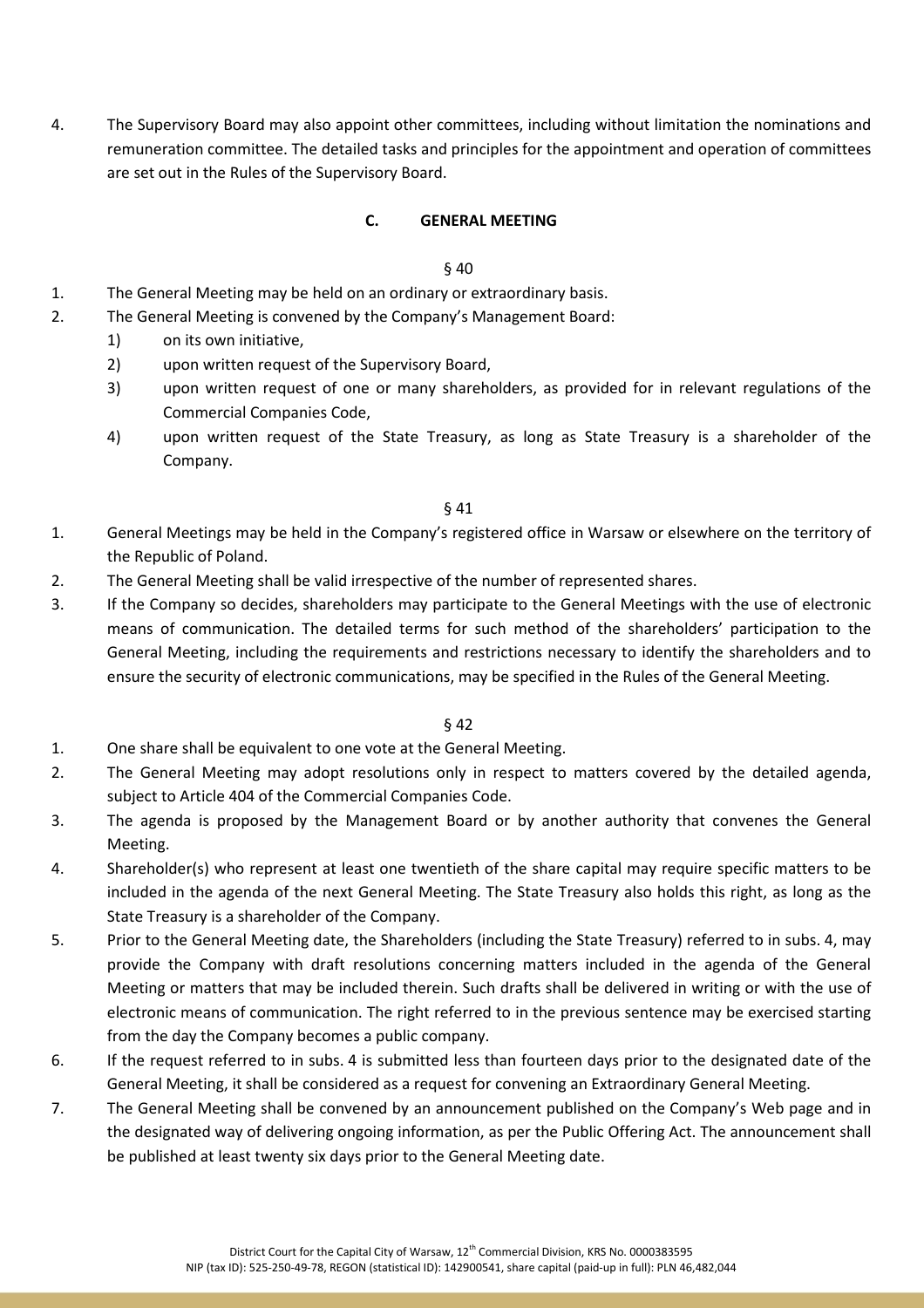4. The Supervisory Board may also appoint other committees, including without limitation the nominations and remuneration committee. The detailed tasks and principles for the appointment and operation of committees are set out in the Rules of the Supervisory Board.

### C. GENERAL MEETING

§ 40

1. The General Meeting may be held on an ordinary or extraordinary basis.
2. The General Meeting is convened by the Company's Management Board:
   1) on its own initiative,
   2) upon written request of the Supervisory Board,
   3) upon written request of one or many shareholders, as provided for in relevant regulations of the Commercial Companies Code,
   4) upon written request of the State Treasury, as long as State Treasury is a shareholder of the Company.

§ 41

1. General Meetings may be held in the Company's registered office in Warsaw or elsewhere on the territory of the Republic of Poland.
2. The General Meeting shall be valid irrespective of the number of represented shares.
3. If the Company so decides, shareholders may participate to the General Meetings with the use of electronic means of communication. The detailed terms for such method of the shareholders' participation to the General Meeting, including the requirements and restrictions necessary to identify the shareholders and to ensure the security of electronic communications, may be specified in the Rules of the General Meeting.

§ 42

1. One share shall be equivalent to one vote at the General Meeting.
2. The General Meeting may adopt resolutions only in respect to matters covered by the detailed agenda, subject to Article 404 of the Commercial Companies Code.
3. The agenda is proposed by the Management Board or by another authority that convenes the General Meeting.
4. Shareholder(s) who represent at least one twentieth of the share capital may require specific matters to be included in the agenda of the next General Meeting. The State Treasury also holds this right, as long as the State Treasury is a shareholder of the Company.
5. Prior to the General Meeting date, the Shareholders (including the State Treasury) referred to in subs. 4, may provide the Company with draft resolutions concerning matters included in the agenda of the General Meeting or matters that may be included therein. Such drafts shall be delivered in writing or with the use of electronic means of communication. The right referred to in the previous sentence may be exercised starting from the day the Company becomes a public company.
6. If the request referred to in subs. 4 is submitted less than fourteen days prior to the designated date of the General Meeting, it shall be considered as a request for convening an Extraordinary General Meeting.
7. The General Meeting shall be convened by an announcement published on the Company's Web page and in the designated way of delivering ongoing information, as per the Public Offering Act. The announcement shall be published at least twenty six days prior to the General Meeting date.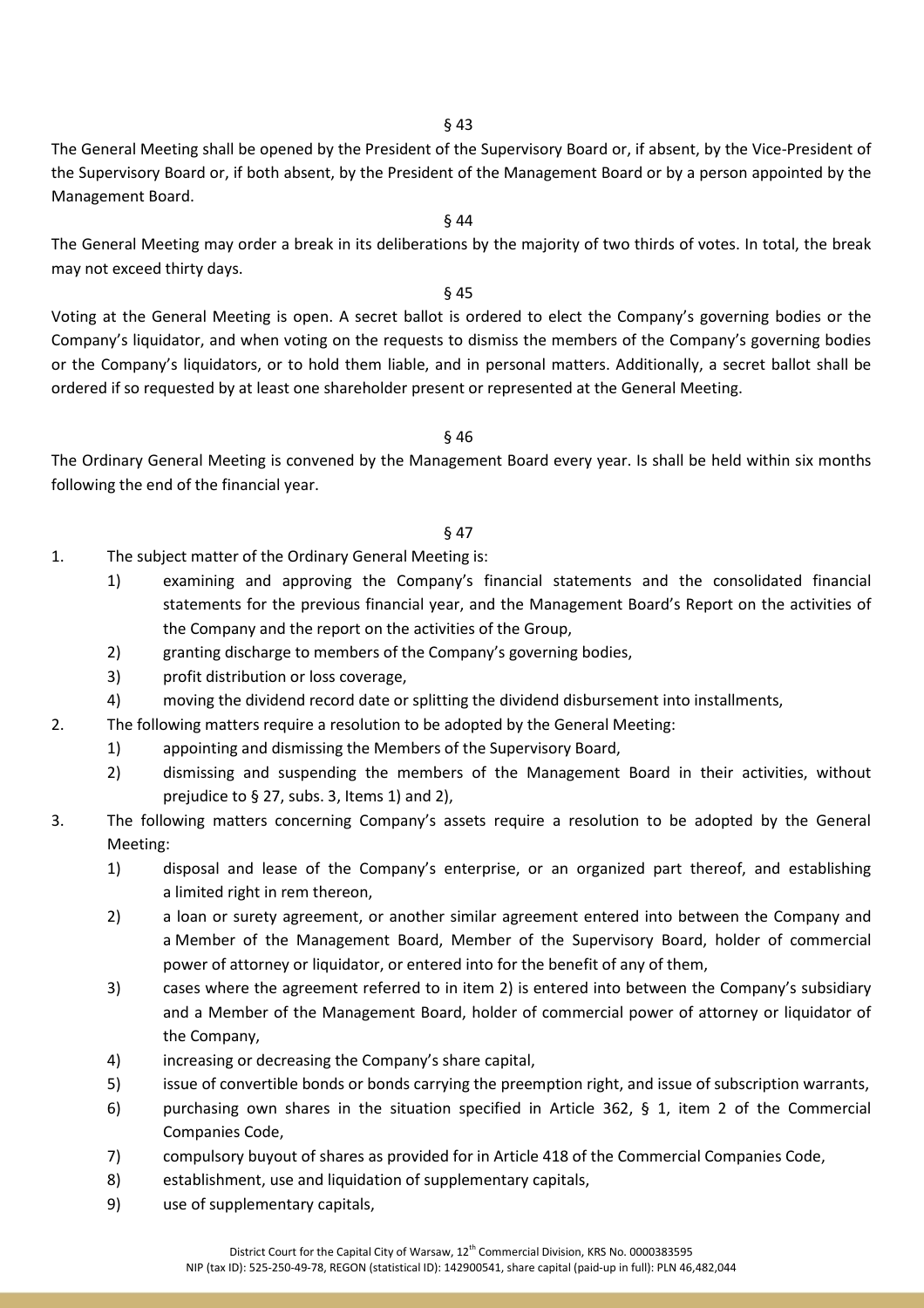§ 43

The General Meeting shall be opened by the President of the Supervisory Board or, if absent, by the Vice-President of the Supervisory Board or, if both absent, by the President of the Management Board or by a person appointed by the Management Board.

§ 44

The General Meeting may order a break in its deliberations by the majority of two thirds of votes. In total, the break may not exceed thirty days.

§ 45

Voting at the General Meeting is open. A secret ballot is ordered to elect the Company's governing bodies or the Company's liquidator, and when voting on the requests to dismiss the members of the Company's governing bodies or the Company's liquidators, or to hold them liable, and in personal matters. Additionally, a secret ballot shall be ordered if so requested by at least one shareholder present or represented at the General Meeting.

§ 46

The Ordinary General Meeting is convened by the Management Board every year. Is shall be held within six months following the end of the financial year.

§ 47

1. The subject matter of the Ordinary General Meeting is:
   1) examining and approving the Company's financial statements and the consolidated financial statements for the previous financial year, and the Management Board's Report on the activities of the Company and the report on the activities of the Group,
   2) granting discharge to members of the Company's governing bodies,
   3) profit distribution or loss coverage,
   4) moving the dividend record date or splitting the dividend disbursement into installments,
2. The following matters require a resolution to be adopted by the General Meeting:
   1) appointing and dismissing the Members of the Supervisory Board,
   2) dismissing and suspending the members of the Management Board in their activities, without prejudice to § 27, subs. 3, Items 1) and 2),
3. The following matters concerning Company's assets require a resolution to be adopted by the General Meeting:
   1) disposal and lease of the Company's enterprise, or an organized part thereof, and establishing a limited right in rem thereon,
   2) a loan or surety agreement, or another similar agreement entered into between the Company and a Member of the Management Board, Member of the Supervisory Board, holder of commercial power of attorney or liquidator, or entered into for the benefit of any of them,
   3) cases where the agreement referred to in item 2) is entered into between the Company's subsidiary and a Member of the Management Board, holder of commercial power of attorney or liquidator of the Company,
   4) increasing or decreasing the Company's share capital,
   5) issue of convertible bonds or bonds carrying the preemption right, and issue of subscription warrants,
   6) purchasing own shares in the situation specified in Article 362, § 1, item 2 of the Commercial Companies Code,
   7) compulsory buyout of shares as provided for in Article 418 of the Commercial Companies Code,
   8) establishment, use and liquidation of supplementary capitals,
   9) use of supplementary capitals,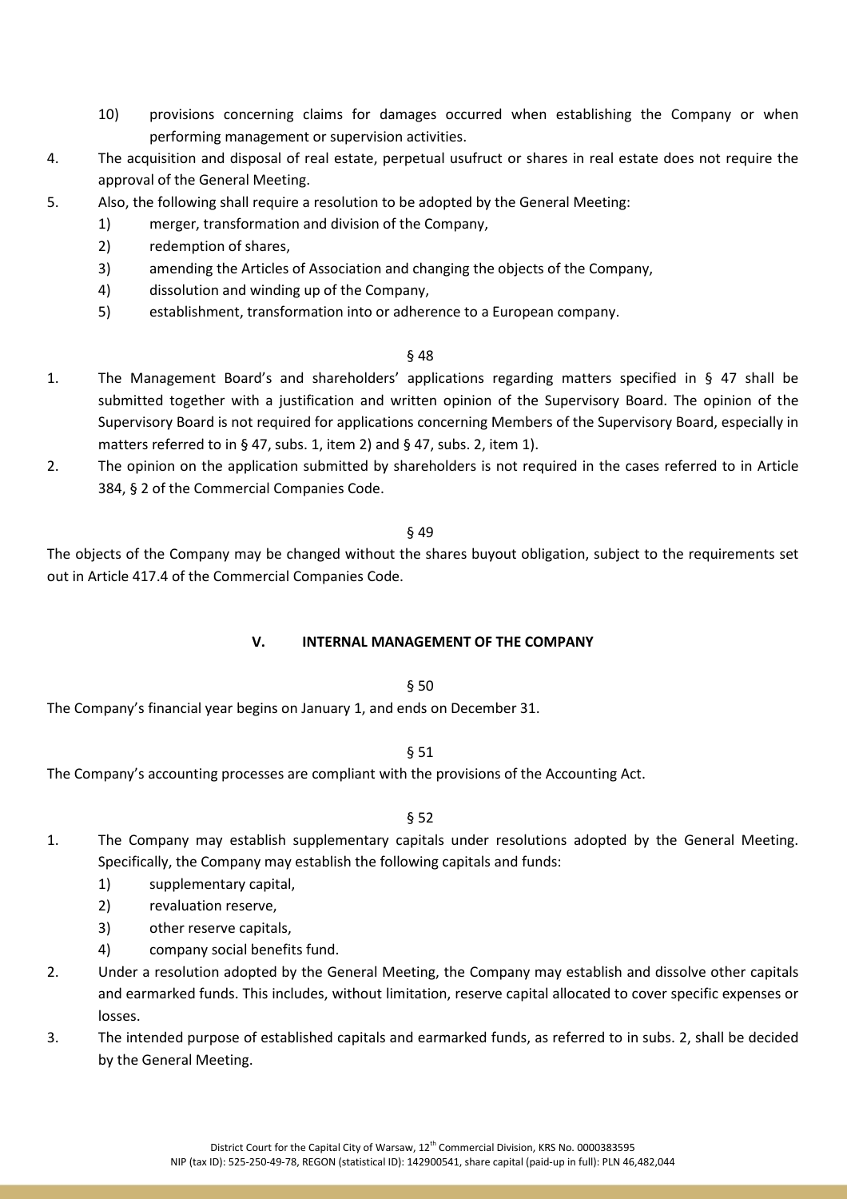10) provisions concerning claims for damages occurred when establishing the Company or when performing management or supervision activities.

4. The acquisition and disposal of real estate, perpetual usufruct or shares in real estate does not require the approval of the General Meeting.
5. Also, the following shall require a resolution to be adopted by the General Meeting:
   1) merger, transformation and division of the Company,
   2) redemption of shares,
   3) amending the Articles of Association and changing the objects of the Company,
   4) dissolution and winding up of the Company,
   5) establishment, transformation into or adherence to a European company.

§ 48

1. The Management Board's and shareholders' applications regarding matters specified in § 47 shall be submitted together with a justification and written opinion of the Supervisory Board. The opinion of the Supervisory Board is not required for applications concerning Members of the Supervisory Board, especially in matters referred to in § 47, subs. 1, item 2) and § 47, subs. 2, item 1).
2. The opinion on the application submitted by shareholders is not required in the cases referred to in Article 384, § 2 of the Commercial Companies Code.

§ 49

The objects of the Company may be changed without the shares buyout obligation, subject to the requirements set out in Article 417.4 of the Commercial Companies Code.

## V. INTERNAL MANAGEMENT OF THE COMPANY

§ 50

The Company's financial year begins on January 1, and ends on December 31.

§ 51

The Company's accounting processes are compliant with the provisions of the Accounting Act.

§ 52

1. The Company may establish supplementary capitals under resolutions adopted by the General Meeting. Specifically, the Company may establish the following capitals and funds:
   1) supplementary capital,
   2) revaluation reserve,
   3) other reserve capitals,
   4) company social benefits fund.
2. Under a resolution adopted by the General Meeting, the Company may establish and dissolve other capitals and earmarked funds. This includes, without limitation, reserve capital allocated to cover specific expenses or losses.
3. The intended purpose of established capitals and earmarked funds, as referred to in subs. 2, shall be decided by the General Meeting.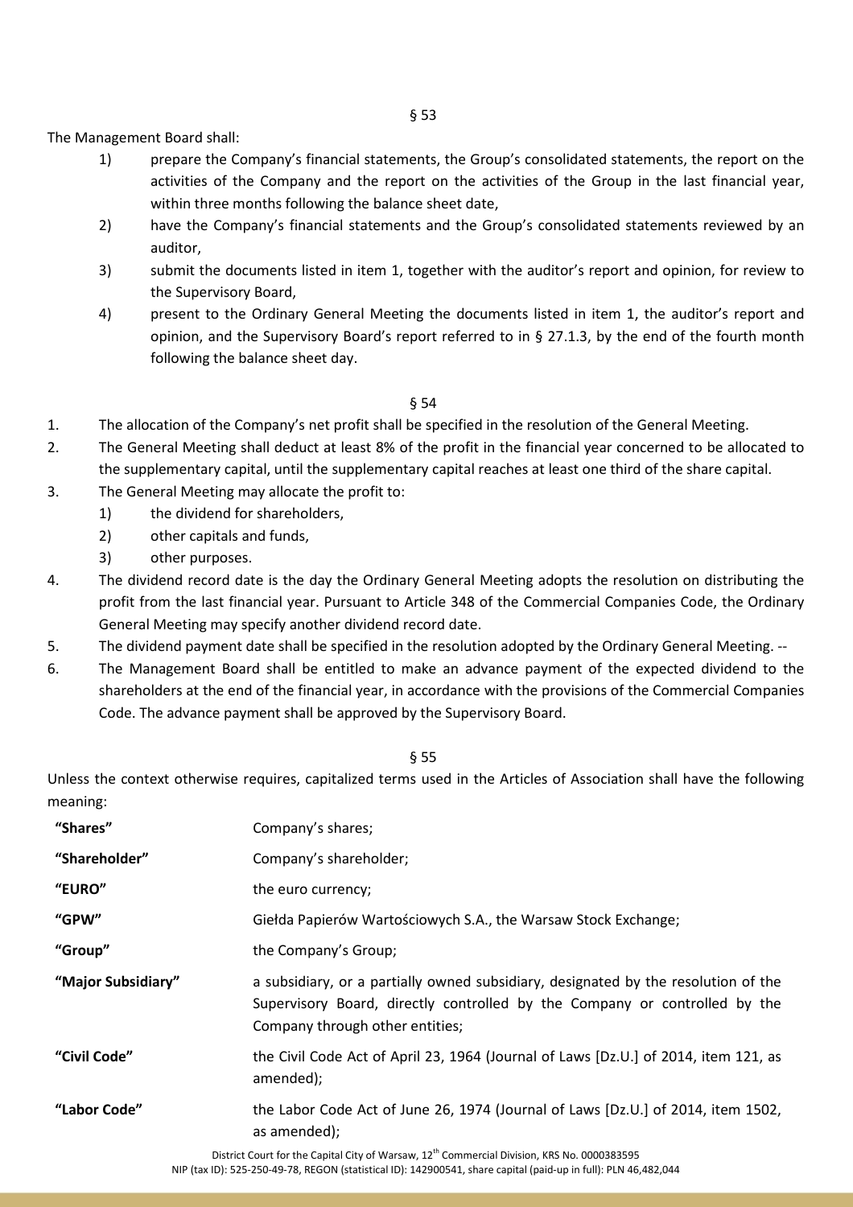§ 53

The Management Board shall:

1) prepare the Company's financial statements, the Group's consolidated statements, the report on the activities of the Company and the report on the activities of the Group in the last financial year, within three months following the balance sheet date,
2) have the Company's financial statements and the Group's consolidated statements reviewed by an auditor,
3) submit the documents listed in item 1, together with the auditor's report and opinion, for review to the Supervisory Board,
4) present to the Ordinary General Meeting the documents listed in item 1, the auditor's report and opinion, and the Supervisory Board's report referred to in § 27.1.3, by the end of the fourth month following the balance sheet day.

§ 54

1. The allocation of the Company's net profit shall be specified in the resolution of the General Meeting.
2. The General Meeting shall deduct at least 8% of the profit in the financial year concerned to be allocated to the supplementary capital, until the supplementary capital reaches at least one third of the share capital.
3. The General Meeting may allocate the profit to:
   1) the dividend for shareholders,
   2) other capitals and funds,
   3) other purposes.
4. The dividend record date is the day the Ordinary General Meeting adopts the resolution on distributing the profit from the last financial year. Pursuant to Article 348 of the Commercial Companies Code, the Ordinary General Meeting may specify another dividend record date.
5. The dividend payment date shall be specified in the resolution adopted by the Ordinary General Meeting. --
6. The Management Board shall be entitled to make an advance payment of the expected dividend to the shareholders at the end of the financial year, in accordance with the provisions of the Commercial Companies Code. The advance payment shall be approved by the Supervisory Board.

§ 55

Unless the context otherwise requires, capitalized terms used in the Articles of Association shall have the following meaning:

| | |
|---|---|
| **"Shares"** | Company's shares; |
| **"Shareholder"** | Company's shareholder; |
| **"EURO"** | the euro currency; |
| **"GPW"** | Giełda Papierów Wartościowych S.A., the Warsaw Stock Exchange; |
| **"Group"** | the Company's Group; |
| **"Major Subsidiary"** | a subsidiary, or a partially owned subsidiary, designated by the resolution of the Supervisory Board, directly controlled by the Company or controlled by the Company through other entities; |
| **"Civil Code"** | the Civil Code Act of April 23, 1964 (Journal of Laws [Dz.U.] of 2014, item 121, as amended); |
| **"Labor Code"** | the Labor Code Act of June 26, 1974 (Journal of Laws [Dz.U.] of 2014, item 1502, as amended); |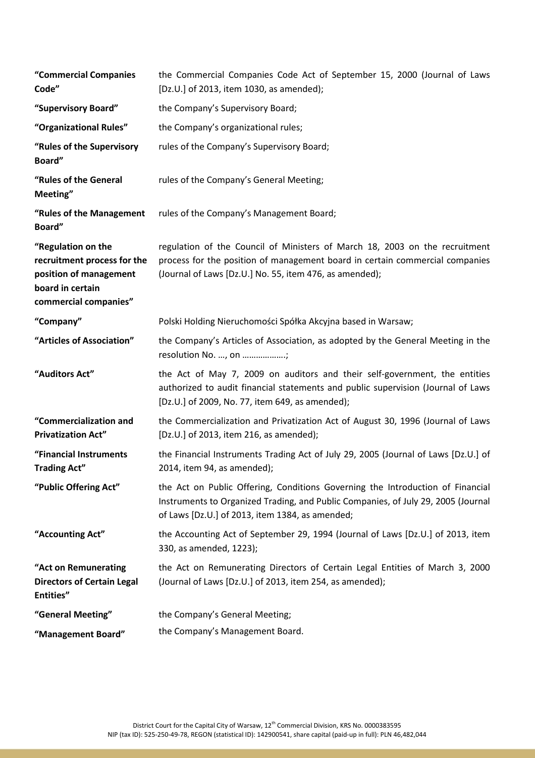| | |
|---|---|
| **"Commercial Companies Code"** | the Commercial Companies Code Act of September 15, 2000 (Journal of Laws [Dz.U.] of 2013, item 1030, as amended); |
| **"Supervisory Board"** | the Company's Supervisory Board; |
| **"Organizational Rules"** | the Company's organizational rules; |
| **"Rules of the Supervisory Board"** | rules of the Company's Supervisory Board; |
| **"Rules of the General Meeting"** | rules of the Company's General Meeting; |
| **"Rules of the Management Board"** | rules of the Company's Management Board; |
| **"Regulation on the recruitment process for the position of management board in certain commercial companies"** | regulation of the Council of Ministers of March 18, 2003 on the recruitment process for the position of management board in certain commercial companies (Journal of Laws [Dz.U.] No. 55, item 476, as amended); |
| **"Company"** | Polski Holding Nieruchomości Spółka Akcyjna based in Warsaw; |
| **"Articles of Association"** | the Company's Articles of Association, as adopted by the General Meeting in the resolution No. …, on ……………….; |
| **"Auditors Act"** | the Act of May 7, 2009 on auditors and their self-government, the entities authorized to audit financial statements and public supervision (Journal of Laws [Dz.U.] of 2009, No. 77, item 649, as amended); |
| **"Commercialization and Privatization Act"** | the Commercialization and Privatization Act of August 30, 1996 (Journal of Laws [Dz.U.] of 2013, item 216, as amended); |
| **"Financial Instruments Trading Act"** | the Financial Instruments Trading Act of July 29, 2005 (Journal of Laws [Dz.U.] of 2014, item 94, as amended); |
| **"Public Offering Act"** | the Act on Public Offering, Conditions Governing the Introduction of Financial Instruments to Organized Trading, and Public Companies, of July 29, 2005 (Journal of Laws [Dz.U.] of 2013, item 1384, as amended; |
| **"Accounting Act"** | the Accounting Act of September 29, 1994 (Journal of Laws [Dz.U.] of 2013, item 330, as amended, 1223); |
| **"Act on Remunerating Directors of Certain Legal Entities"** | the Act on Remunerating Directors of Certain Legal Entities of March 3, 2000 (Journal of Laws [Dz.U.] of 2013, item 254, as amended); |
| **"General Meeting"** | the Company's General Meeting; |
| **"Management Board"** | the Company's Management Board. |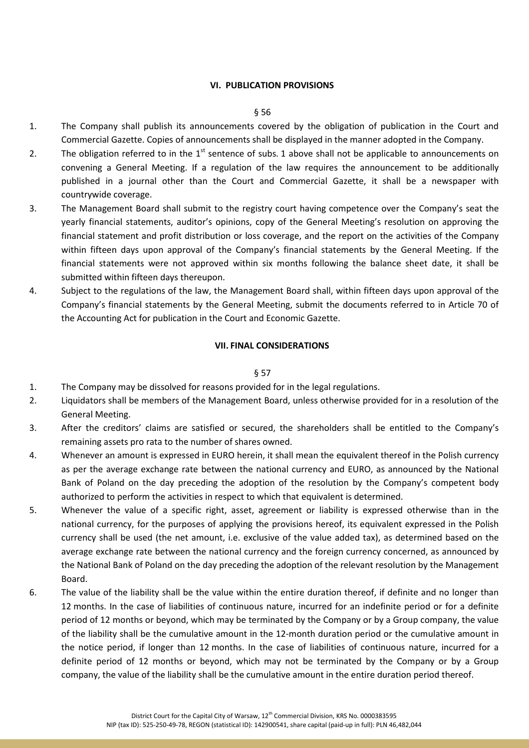## VI. PUBLICATION PROVISIONS

§ 56

1. The Company shall publish its announcements covered by the obligation of publication in the Court and Commercial Gazette. Copies of announcements shall be displayed in the manner adopted in the Company.
2. The obligation referred to in the 1st sentence of subs. 1 above shall not be applicable to announcements on convening a General Meeting. If a regulation of the law requires the announcement to be additionally published in a journal other than the Court and Commercial Gazette, it shall be a newspaper with countrywide coverage.
3. The Management Board shall submit to the registry court having competence over the Company's seat the yearly financial statements, auditor's opinions, copy of the General Meeting's resolution on approving the financial statement and profit distribution or loss coverage, and the report on the activities of the Company within fifteen days upon approval of the Company's financial statements by the General Meeting. If the financial statements were not approved within six months following the balance sheet date, it shall be submitted within fifteen days thereupon.
4. Subject to the regulations of the law, the Management Board shall, within fifteen days upon approval of the Company's financial statements by the General Meeting, submit the documents referred to in Article 70 of the Accounting Act for publication in the Court and Economic Gazette.

## VII. FINAL CONSIDERATIONS

§ 57

1. The Company may be dissolved for reasons provided for in the legal regulations.
2. Liquidators shall be members of the Management Board, unless otherwise provided for in a resolution of the General Meeting.
3. After the creditors' claims are satisfied or secured, the shareholders shall be entitled to the Company's remaining assets pro rata to the number of shares owned.
4. Whenever an amount is expressed in EURO herein, it shall mean the equivalent thereof in the Polish currency as per the average exchange rate between the national currency and EURO, as announced by the National Bank of Poland on the day preceding the adoption of the resolution by the Company's competent body authorized to perform the activities in respect to which that equivalent is determined.
5. Whenever the value of a specific right, asset, agreement or liability is expressed otherwise than in the national currency, for the purposes of applying the provisions hereof, its equivalent expressed in the Polish currency shall be used (the net amount, i.e. exclusive of the value added tax), as determined based on the average exchange rate between the national currency and the foreign currency concerned, as announced by the National Bank of Poland on the day preceding the adoption of the relevant resolution by the Management Board.
6. The value of the liability shall be the value within the entire duration thereof, if definite and no longer than 12 months. In the case of liabilities of continuous nature, incurred for an indefinite period or for a definite period of 12 months or beyond, which may be terminated by the Company or by a Group company, the value of the liability shall be the cumulative amount in the 12-month duration period or the cumulative amount in the notice period, if longer than 12 months. In the case of liabilities of continuous nature, incurred for a definite period of 12 months or beyond, which may not be terminated by the Company or by a Group company, the value of the liability shall be the cumulative amount in the entire duration period thereof.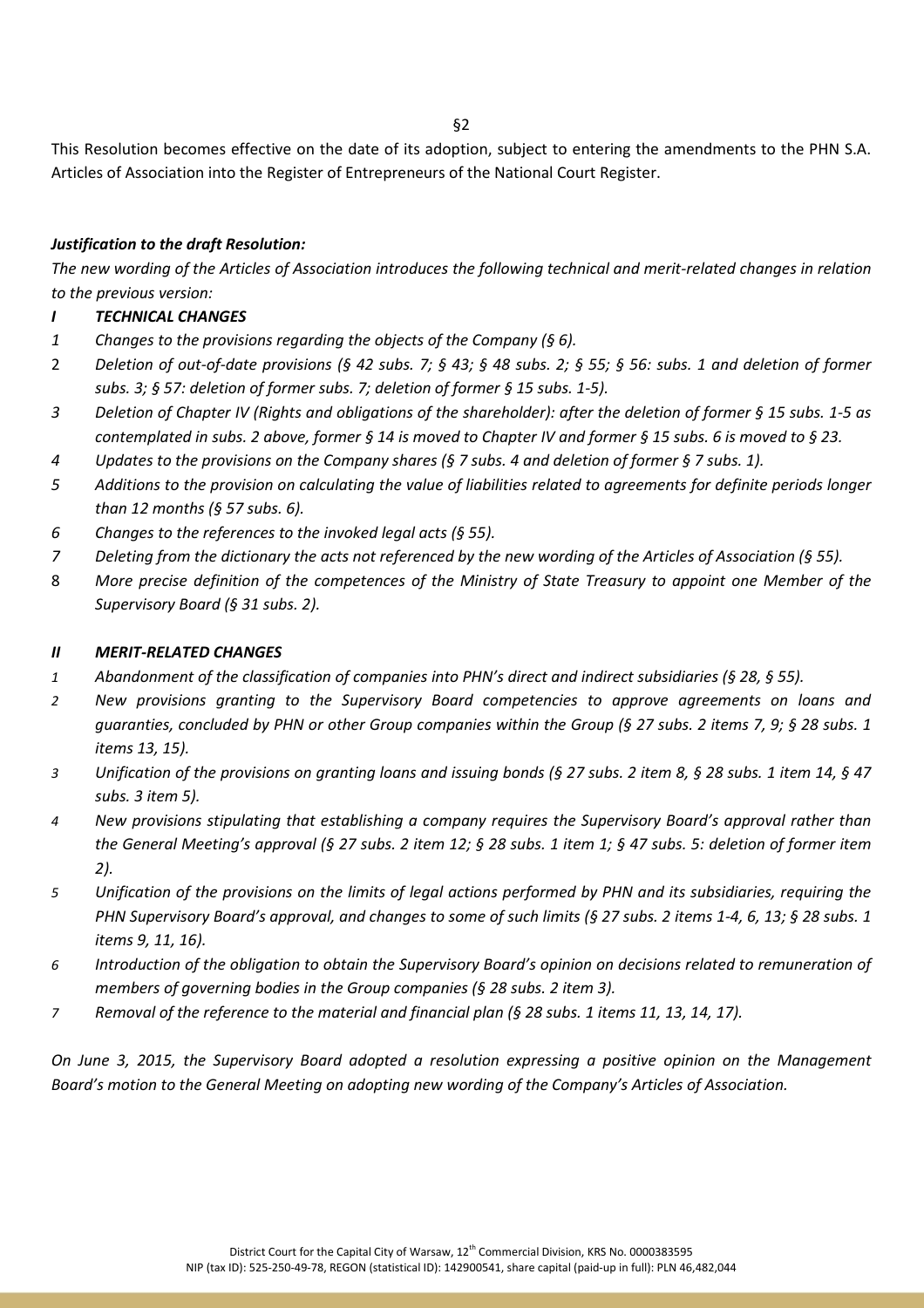§2

This Resolution becomes effective on the date of its adoption, subject to entering the amendments to the PHN S.A. Articles of Association into the Register of Entrepreneurs of the National Court Register.

***Justification to the draft Resolution:***

*The new wording of the Articles of Association introduces the following technical and merit-related changes in relation to the previous version:*

***I TECHNICAL CHANGES***

1. *Changes to the provisions regarding the objects of the Company (§ 6).*
2. *Deletion of out-of-date provisions (§ 42 subs. 7; § 43; § 48 subs. 2; § 55; § 56: subs. 1 and deletion of former subs. 3; § 57: deletion of former subs. 7; deletion of former § 15 subs. 1-5).*
3. *Deletion of Chapter IV (Rights and obligations of the shareholder): after the deletion of former § 15 subs. 1-5 as contemplated in subs. 2 above, former § 14 is moved to Chapter IV and former § 15 subs. 6 is moved to § 23.*
4. *Updates to the provisions on the Company shares (§ 7 subs. 4 and deletion of former § 7 subs. 1).*
5. *Additions to the provision on calculating the value of liabilities related to agreements for definite periods longer than 12 months (§ 57 subs. 6).*
6. *Changes to the references to the invoked legal acts (§ 55).*
7. *Deleting from the dictionary the acts not referenced by the new wording of the Articles of Association (§ 55).*
8. *More precise definition of the competences of the Ministry of State Treasury to appoint one Member of the Supervisory Board (§ 31 subs. 2).*

***II MERIT-RELATED CHANGES***

1. *Abandonment of the classification of companies into PHN's direct and indirect subsidiaries (§ 28, § 55).*
2. *New provisions granting to the Supervisory Board competencies to approve agreements on loans and guaranties, concluded by PHN or other Group companies within the Group (§ 27 subs. 2 items 7, 9; § 28 subs. 1 items 13, 15).*
3. *Unification of the provisions on granting loans and issuing bonds (§ 27 subs. 2 item 8, § 28 subs. 1 item 14, § 47 subs. 3 item 5).*
4. *New provisions stipulating that establishing a company requires the Supervisory Board's approval rather than the General Meeting's approval (§ 27 subs. 2 item 12; § 28 subs. 1 item 1; § 47 subs. 5: deletion of former item 2).*
5. *Unification of the provisions on the limits of legal actions performed by PHN and its subsidiaries, requiring the PHN Supervisory Board's approval, and changes to some of such limits (§ 27 subs. 2 items 1-4, 6, 13; § 28 subs. 1 items 9, 11, 16).*
6. *Introduction of the obligation to obtain the Supervisory Board's opinion on decisions related to remuneration of members of governing bodies in the Group companies (§ 28 subs. 2 item 3).*
7. *Removal of the reference to the material and financial plan (§ 28 subs. 1 items 11, 13, 14, 17).*

*On June 3, 2015, the Supervisory Board adopted a resolution expressing a positive opinion on the Management Board's motion to the General Meeting on adopting new wording of the Company's Articles of Association.*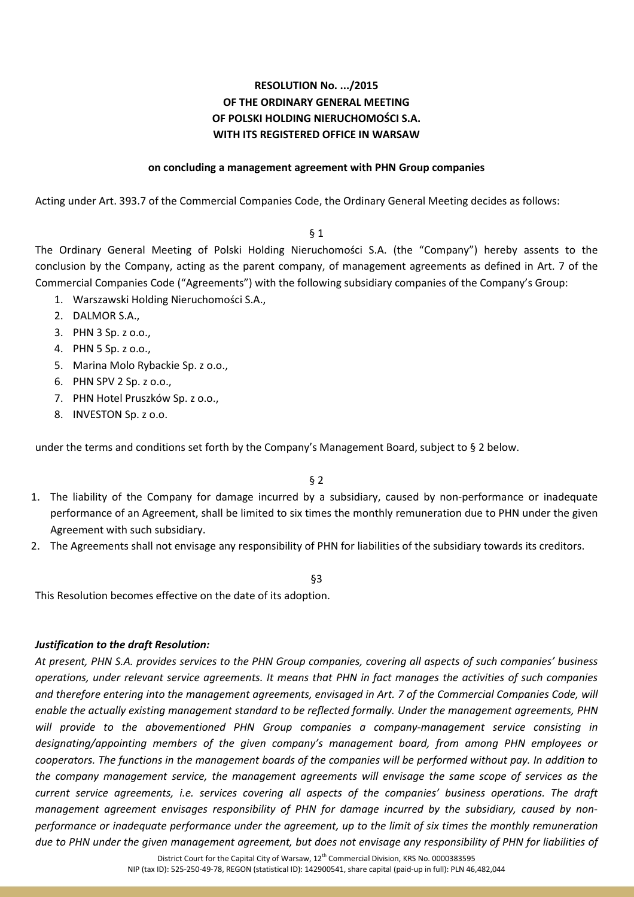**RESOLUTION No. .../2015**
**OF THE ORDINARY GENERAL MEETING**
**OF POLSKI HOLDING NIERUCHOMOŚCI S.A.**
**WITH ITS REGISTERED OFFICE IN WARSAW**

**on concluding a management agreement with PHN Group companies**

Acting under Art. 393.7 of the Commercial Companies Code, the Ordinary General Meeting decides as follows:

§ 1

The Ordinary General Meeting of Polski Holding Nieruchomości S.A. (the "Company") hereby assents to the conclusion by the Company, acting as the parent company, of management agreements as defined in Art. 7 of the Commercial Companies Code ("Agreements") with the following subsidiary companies of the Company's Group:

1. Warszawski Holding Nieruchomości S.A.,
2. DALMOR S.A.,
3. PHN 3 Sp. z o.o.,
4. PHN 5 Sp. z o.o.,
5. Marina Molo Rybackie Sp. z o.o.,
6. PHN SPV 2 Sp. z o.o.,
7. PHN Hotel Pruszków Sp. z o.o.,
8. INVESTON Sp. z o.o.

under the terms and conditions set forth by the Company's Management Board, subject to § 2 below.

§ 2

1. The liability of the Company for damage incurred by a subsidiary, caused by non-performance or inadequate performance of an Agreement, shall be limited to six times the monthly remuneration due to PHN under the given Agreement with such subsidiary.
2. The Agreements shall not envisage any responsibility of PHN for liabilities of the subsidiary towards its creditors.

§3

This Resolution becomes effective on the date of its adoption.

***Justification to the draft Resolution:***

*At present, PHN S.A. provides services to the PHN Group companies, covering all aspects of such companies' business operations, under relevant service agreements. It means that PHN in fact manages the activities of such companies and therefore entering into the management agreements, envisaged in Art. 7 of the Commercial Companies Code, will enable the actually existing management standard to be reflected formally. Under the management agreements, PHN will provide to the abovementioned PHN Group companies a company-management service consisting in designating/appointing members of the given company's management board, from among PHN employees or cooperators. The functions in the management boards of the companies will be performed without pay. In addition to the company management service, the management agreements will envisage the same scope of services as the current service agreements, i.e. services covering all aspects of the companies' business operations. The draft management agreement envisages responsibility of PHN for damage incurred by the subsidiary, caused by non-performance or inadequate performance under the agreement, up to the limit of six times the monthly remuneration due to PHN under the given management agreement, but does not envisage any responsibility of PHN for liabilities of*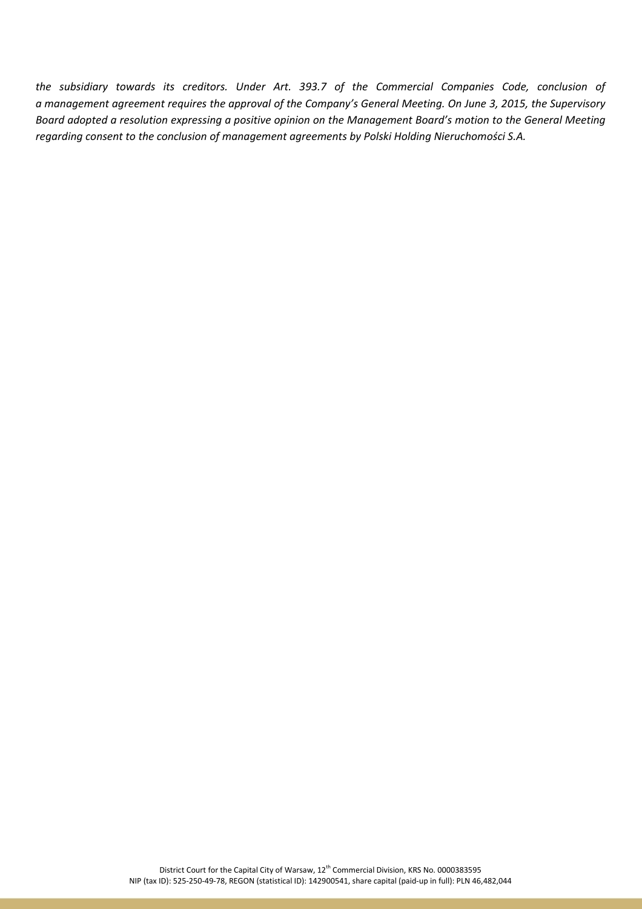*the subsidiary towards its creditors. Under Art. 393.7 of the Commercial Companies Code, conclusion of a management agreement requires the approval of the Company's General Meeting. On June 3, 2015, the Supervisory Board adopted a resolution expressing a positive opinion on the Management Board's motion to the General Meeting regarding consent to the conclusion of management agreements by Polski Holding Nieruchomości S.A.*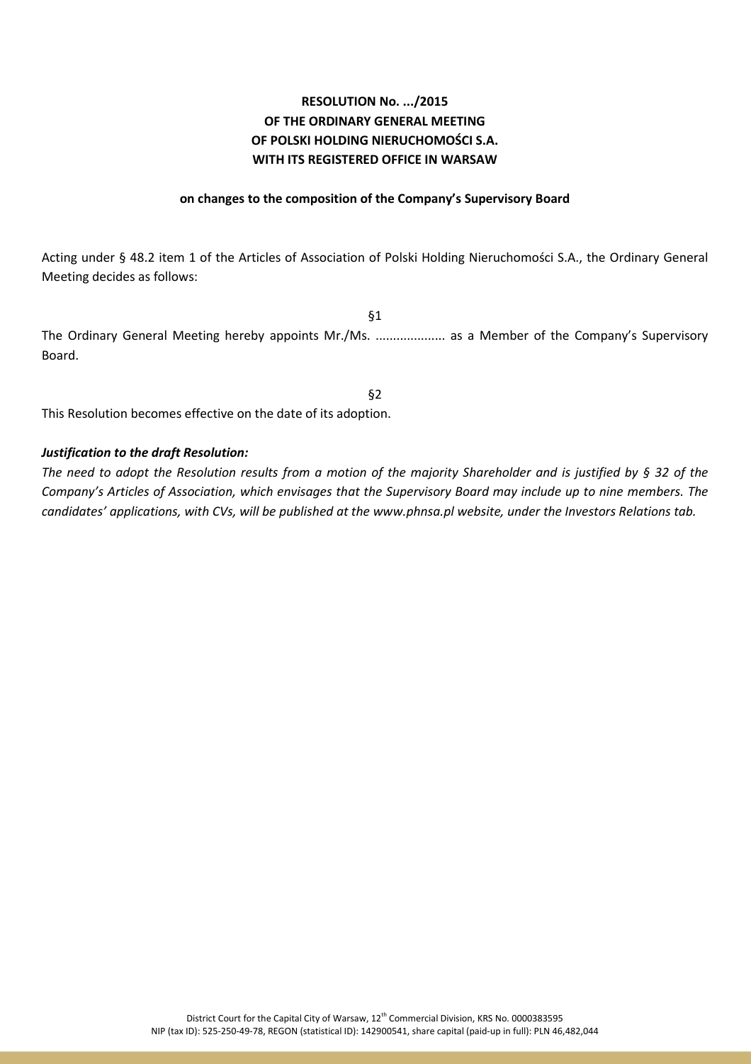**RESOLUTION No. .../2015**
**OF THE ORDINARY GENERAL MEETING**
**OF POLSKI HOLDING NIERUCHOMOŚCI S.A.**
**WITH ITS REGISTERED OFFICE IN WARSAW**

**on changes to the composition of the Company's Supervisory Board**

Acting under § 48.2 item 1 of the Articles of Association of Polski Holding Nieruchomości S.A., the Ordinary General Meeting decides as follows:

§1

The Ordinary General Meeting hereby appoints Mr./Ms. .................... as a Member of the Company's Supervisory Board.

§2

This Resolution becomes effective on the date of its adoption.

***Justification to the draft Resolution:***

*The need to adopt the Resolution results from a motion of the majority Shareholder and is justified by § 32 of the Company's Articles of Association, which envisages that the Supervisory Board may include up to nine members. The candidates' applications, with CVs, will be published at the www.phnsa.pl website, under the Investors Relations tab.*